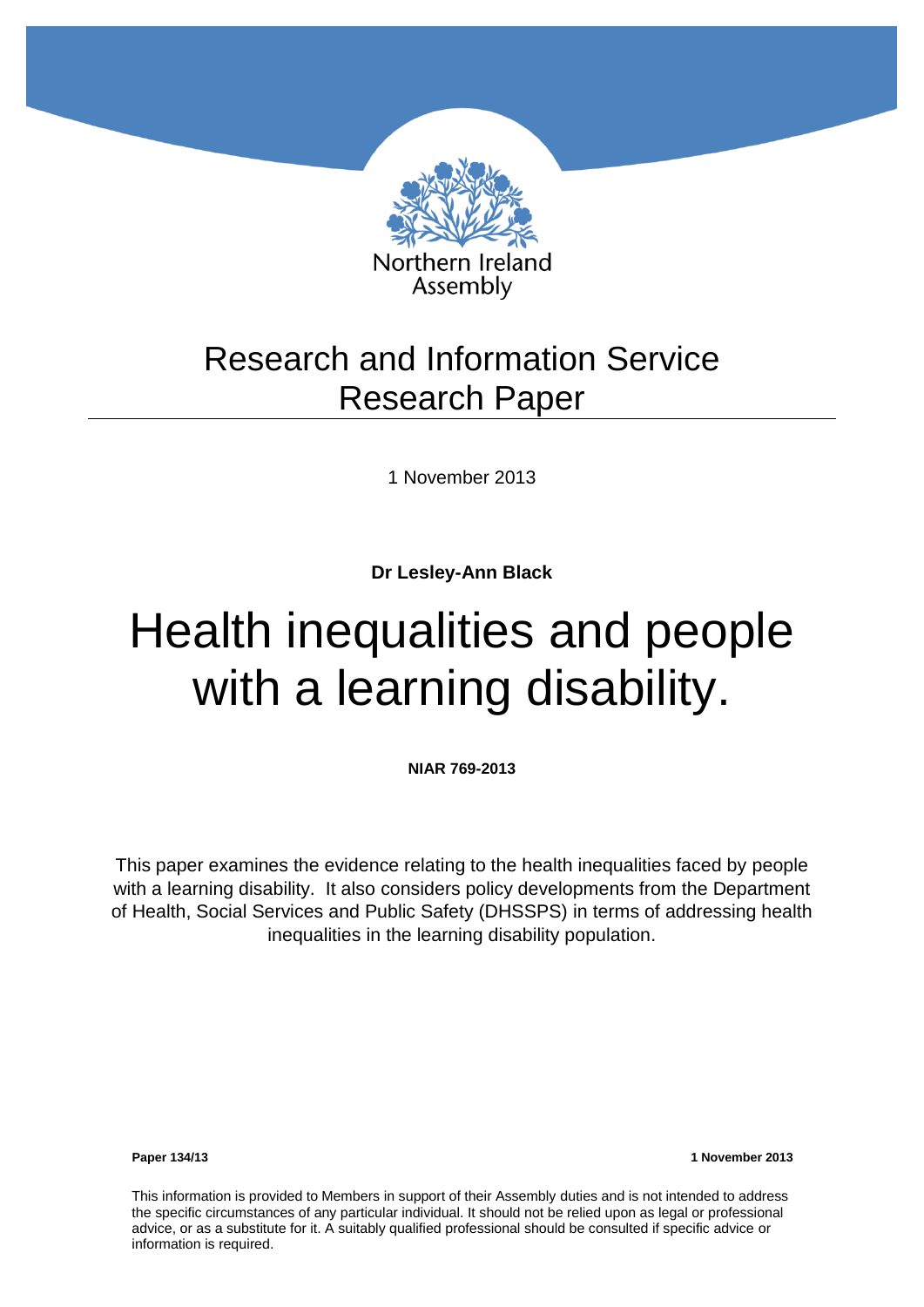Northern Ireland Assembly

# Research and Information Service Research Paper

1 November 2013

**Dr Lesley-Ann Black**

# Health inequalities and people with a learning disability.

**NIAR 769-2013**

This paper examines the evidence relating to the health inequalities faced by people with a learning disability. It also considers policy developments from the Department of Health, Social Services and Public Safety (DHSSPS) in terms of addressing health inequalities in the learning disability population.

**Paper 134/13** **1 November 2013**

This information is provided to Members in support of their Assembly duties and is not intended to address the specific circumstances of any particular individual. It should not be relied upon as legal or professional advice, or as a substitute for it. A suitably qualified professional should be consulted if specific advice or information is required.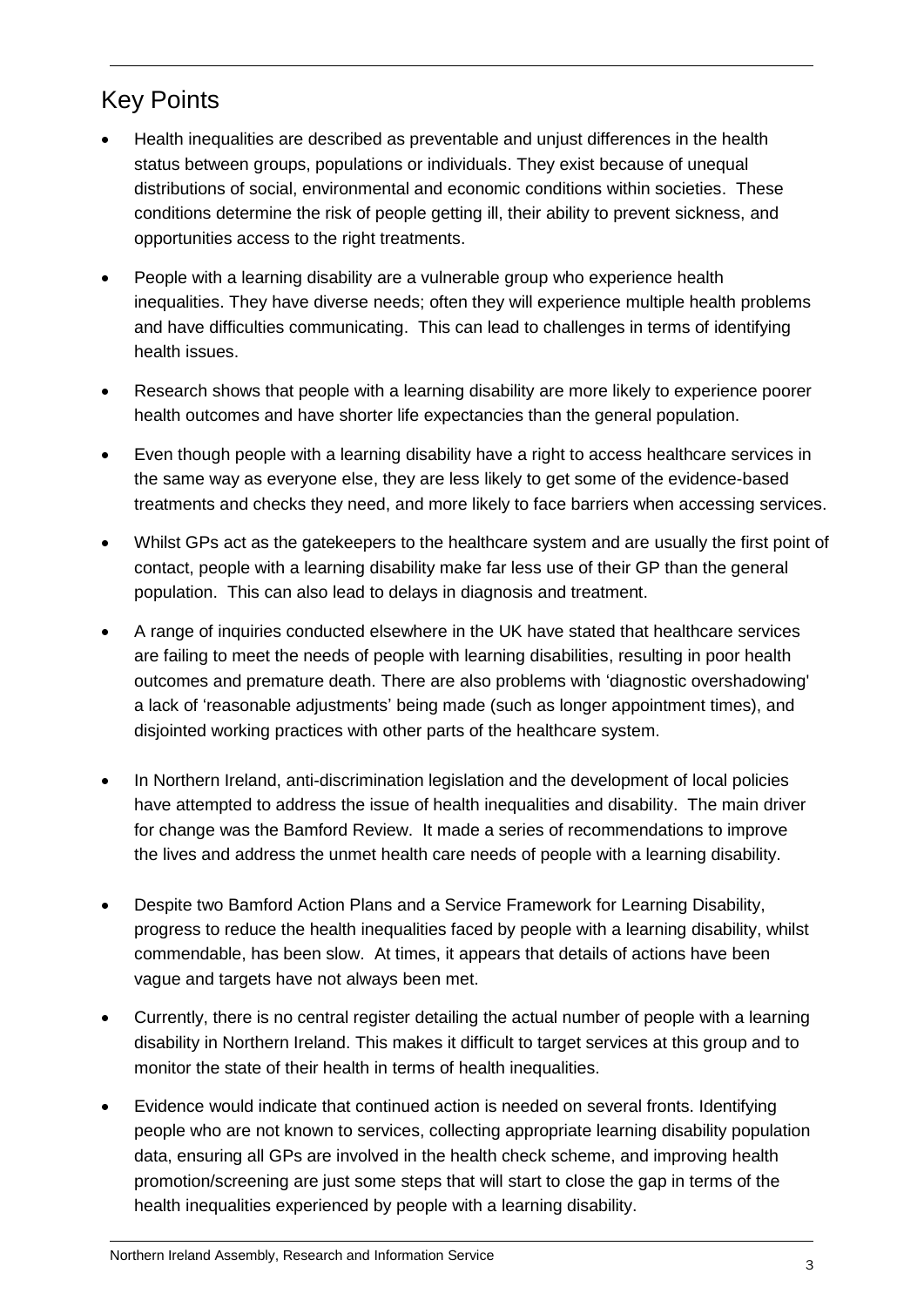## Key Points

- Health inequalities are described as preventable and unjust differences in the health status between groups, populations or individuals. They exist because of unequal distributions of social, environmental and economic conditions within societies. These conditions determine the risk of people getting ill, their ability to prevent sickness, and opportunities access to the right treatments.
- People with a learning disability are a vulnerable group who experience health inequalities. They have diverse needs; often they will experience multiple health problems and have difficulties communicating. This can lead to challenges in terms of identifying health issues.
- Research shows that people with a learning disability are more likely to experience poorer health outcomes and have shorter life expectancies than the general population.
- Even though people with a learning disability have a right to access healthcare services in the same way as everyone else, they are less likely to get some of the evidence-based treatments and checks they need, and more likely to face barriers when accessing services.
- Whilst GPs act as the gatekeepers to the healthcare system and are usually the first point of contact, people with a learning disability make far less use of their GP than the general population. This can also lead to delays in diagnosis and treatment.
- A range of inquiries conducted elsewhere in the UK have stated that healthcare services are failing to meet the needs of people with learning disabilities, resulting in poor health outcomes and premature death. There are also problems with 'diagnostic overshadowing' a lack of 'reasonable adjustments' being made (such as longer appointment times), and disjointed working practices with other parts of the healthcare system.
- In Northern Ireland, anti-discrimination legislation and the development of local policies have attempted to address the issue of health inequalities and disability. The main driver for change was the Bamford Review. It made a series of recommendations to improve the lives and address the unmet health care needs of people with a learning disability.
- Despite two Bamford Action Plans and a Service Framework for Learning Disability, progress to reduce the health inequalities faced by people with a learning disability, whilst commendable, has been slow. At times, it appears that details of actions have been vague and targets have not always been met.
- Currently, there is no central register detailing the actual number of people with a learning disability in Northern Ireland. This makes it difficult to target services at this group and to monitor the state of their health in terms of health inequalities.
- Evidence would indicate that continued action is needed on several fronts. Identifying people who are not known to services, collecting appropriate learning disability population data, ensuring all GPs are involved in the health check scheme, and improving health promotion/screening are just some steps that will start to close the gap in terms of the health inequalities experienced by people with a learning disability.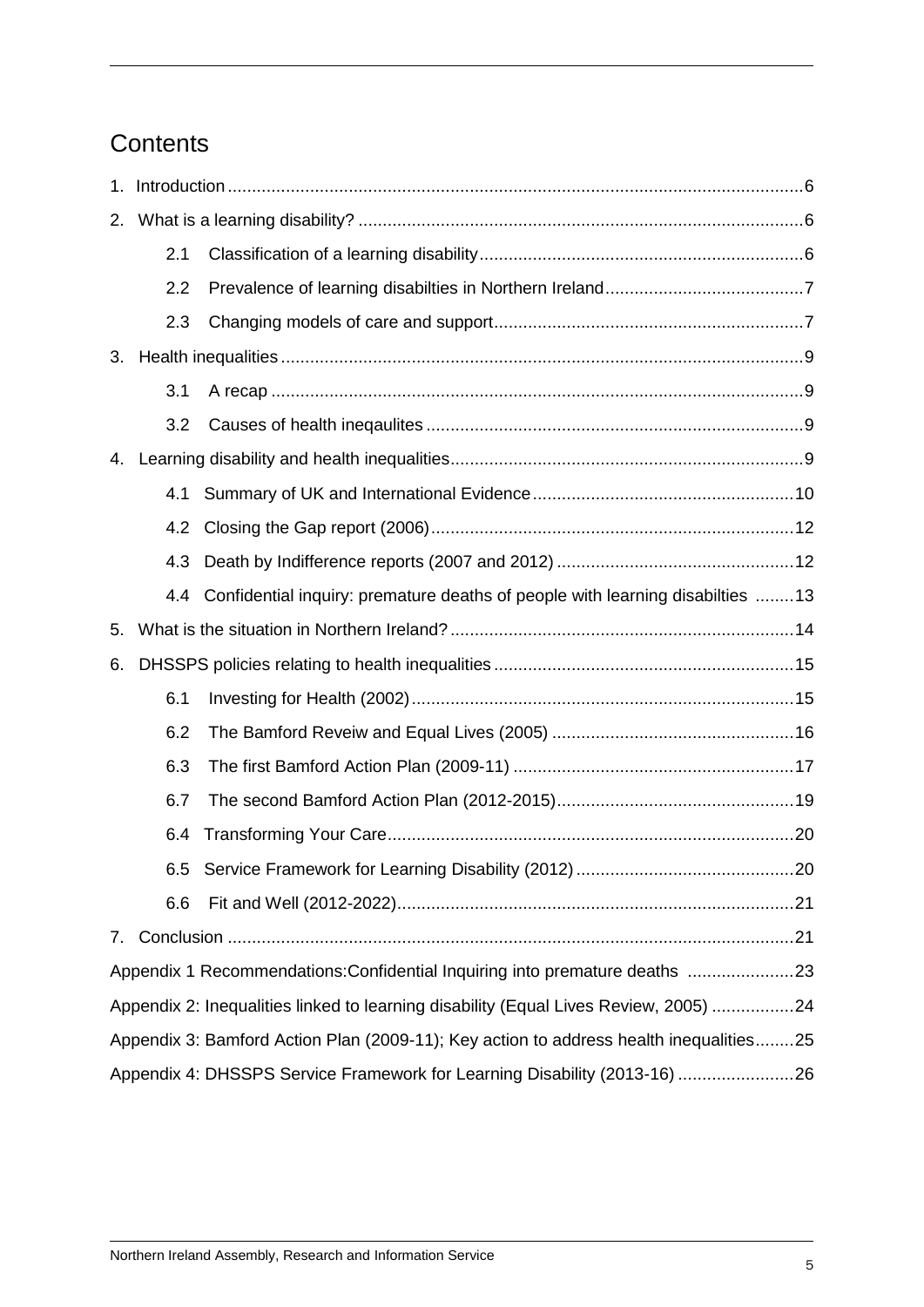# Contents

1. Introduction ....... 6
2. What is a learning disability? ....... 6
   - 2.1 Classification of a learning disability ....... 6
   - 2.2 Prevalence of learning disabilties in Northern Ireland ....... 7
   - 2.3 Changing models of care and support ....... 7
3. Health inequalities ....... 9
   - 3.1 A recap ....... 9
   - 3.2 Causes of health ineqaulites ....... 9
4. Learning disability and health inequalities ....... 9
   - 4.1 Summary of UK and International Evidence ....... 10
   - 4.2 Closing the Gap report (2006) ....... 12
   - 4.3 Death by Indifference reports (2007 and 2012) ....... 12
   - 4.4 Confidential inquiry: premature deaths of people with learning disabilties ....... 13
5. What is the situation in Northern Ireland? ....... 14
6. DHSSPS policies relating to health inequalities ....... 15
   - 6.1 Investing for Health (2002) ....... 15
   - 6.2 The Bamford Reveiw and Equal Lives (2005) ....... 16
   - 6.3 The first Bamford Action Plan (2009-11) ....... 17
   - 6.7 The second Bamford Action Plan (2012-2015) ....... 19
   - 6.4 Transforming Your Care ....... 20
   - 6.5 Service Framework for Learning Disability (2012) ....... 20
   - 6.6 Fit and Well (2012-2022) ....... 21
7. Conclusion ....... 21

Appendix 1 Recommendations:Confidential Inquiring into premature deaths ....... 23

Appendix 2: Inequalities linked to learning disability (Equal Lives Review, 2005) ....... 24

Appendix 3: Bamford Action Plan (2009-11); Key action to address health inequalities ....... 25

Appendix 4: DHSSPS Service Framework for Learning Disability (2013-16) ....... 26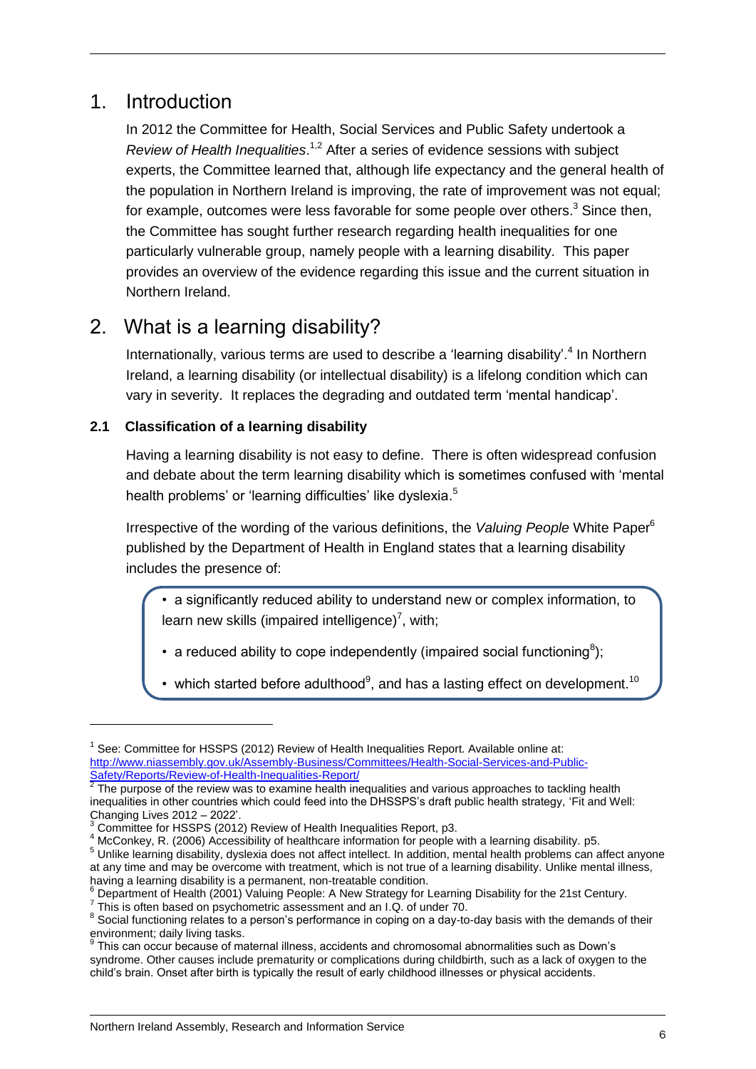# 1. Introduction

In 2012 the Committee for Health, Social Services and Public Safety undertook a *Review of Health Inequalities*.[1,2] After a series of evidence sessions with subject experts, the Committee learned that, although life expectancy and the general health of the population in Northern Ireland is improving, the rate of improvement was not equal; for example, outcomes were less favorable for some people over others.[3] Since then, the Committee has sought further research regarding health inequalities for one particularly vulnerable group, namely people with a learning disability. This paper provides an overview of the evidence regarding this issue and the current situation in Northern Ireland.

# 2. What is a learning disability?

Internationally, various terms are used to describe a 'learning disability'.[4] In Northern Ireland, a learning disability (or intellectual disability) is a lifelong condition which can vary in severity. It replaces the degrading and outdated term 'mental handicap'.

### 2.1 Classification of a learning disability

Having a learning disability is not easy to define. There is often widespread confusion and debate about the term learning disability which is sometimes confused with 'mental health problems' or 'learning difficulties' like dyslexia.[5]

Irrespective of the wording of the various definitions, the *Valuing People* White Paper[6] published by the Department of Health in England states that a learning disability includes the presence of:

- a significantly reduced ability to understand new or complex information, to learn new skills (impaired intelligence)[7], with;
- a reduced ability to cope independently (impaired social functioning[8]);
- which started before adulthood[9], and has a lasting effect on development.[10]

---

[1] See: Committee for HSSPS (2012) Review of Health Inequalities Report. Available online at: http://www.niassembly.gov.uk/Assembly-Business/Committees/Health-Social-Services-and-Public-Safety/Reports/Review-of-Health-Inequalities-Report/

[2] The purpose of the review was to examine health inequalities and various approaches to tackling health inequalities in other countries which could feed into the DHSSPS's draft public health strategy, 'Fit and Well: Changing Lives 2012 – 2022'.

[3] Committee for HSSPS (2012) Review of Health Inequalities Report, p3.

[4] McConkey, R. (2006) Accessibility of healthcare information for people with a learning disability. p5.

[5] Unlike learning disability, dyslexia does not affect intellect. In addition, mental health problems can affect anyone at any time and may be overcome with treatment, which is not true of a learning disability. Unlike mental illness, having a learning disability is a permanent, non-treatable condition.

[6] Department of Health (2001) Valuing People: A New Strategy for Learning Disability for the 21st Century.

[7] This is often based on psychometric assessment and an I.Q. of under 70.

[8] Social functioning relates to a person's performance in coping on a day-to-day basis with the demands of their environment; daily living tasks.

[9] This can occur because of maternal illness, accidents and chromosomal abnormalities such as Down's syndrome. Other causes include prematurity or complications during childbirth, such as a lack of oxygen to the child's brain. Onset after birth is typically the result of early childhood illnesses or physical accidents.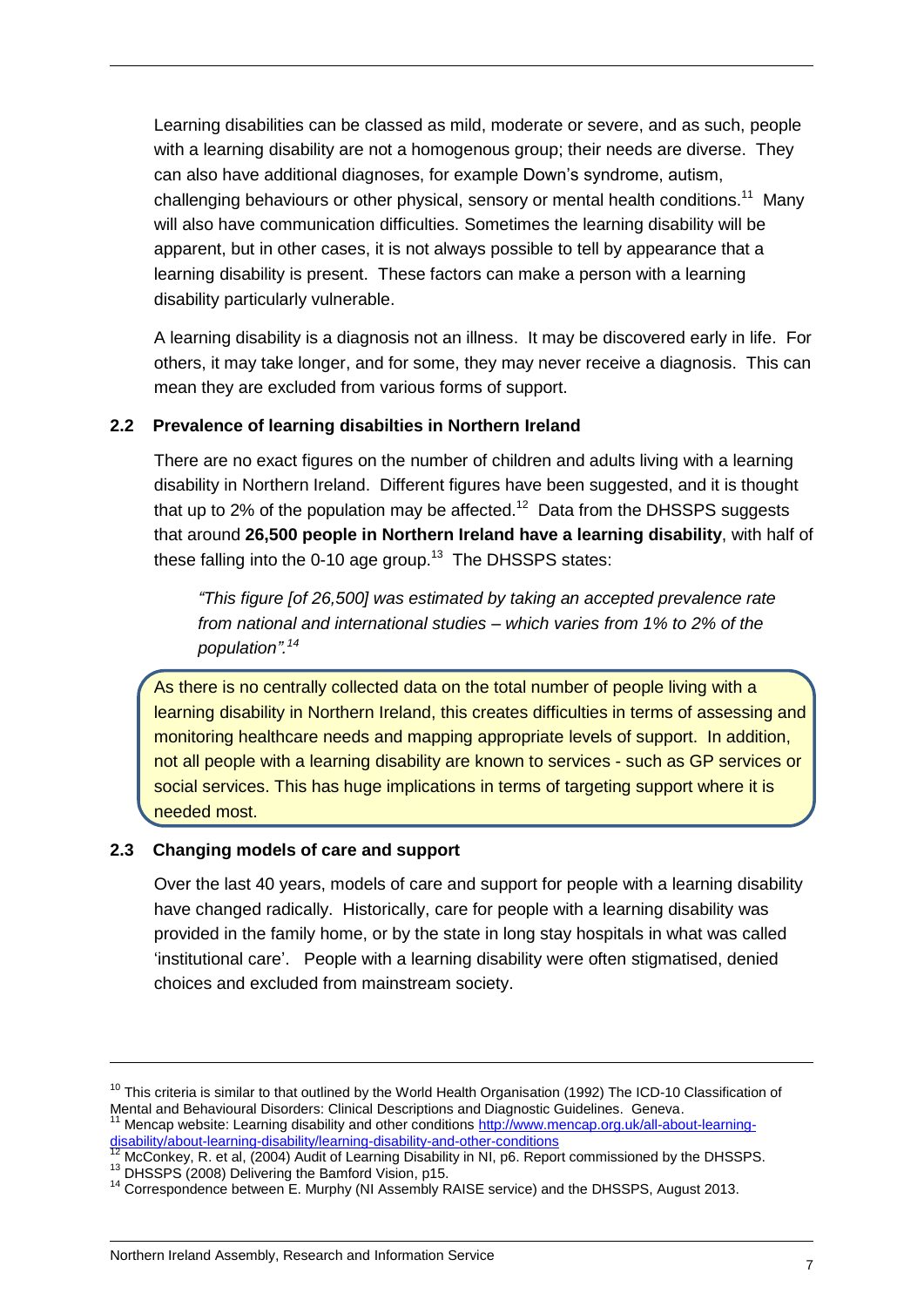Learning disabilities can be classed as mild, moderate or severe, and as such, people with a learning disability are not a homogenous group; their needs are diverse. They can also have additional diagnoses, for example Down's syndrome, autism, challenging behaviours or other physical, sensory or mental health conditions.[11] Many will also have communication difficulties. Sometimes the learning disability will be apparent, but in other cases, it is not always possible to tell by appearance that a learning disability is present. These factors can make a person with a learning disability particularly vulnerable.

A learning disability is a diagnosis not an illness. It may be discovered early in life. For others, it may take longer, and for some, they may never receive a diagnosis. This can mean they are excluded from various forms of support.

### 2.2 Prevalence of learning disabilties in Northern Ireland

There are no exact figures on the number of children and adults living with a learning disability in Northern Ireland. Different figures have been suggested, and it is thought that up to 2% of the population may be affected.[12] Data from the DHSSPS suggests that around **26,500 people in Northern Ireland have a learning disability**, with half of these falling into the 0-10 age group.[13] The DHSSPS states:

> *"This figure [of 26,500] was estimated by taking an accepted prevalence rate from national and international studies – which varies from 1% to 2% of the population".[14]*

As there is no centrally collected data on the total number of people living with a learning disability in Northern Ireland, this creates difficulties in terms of assessing and monitoring healthcare needs and mapping appropriate levels of support. In addition, not all people with a learning disability are known to services - such as GP services or social services. This has huge implications in terms of targeting support where it is needed most.

### 2.3 Changing models of care and support

Over the last 40 years, models of care and support for people with a learning disability have changed radically. Historically, care for people with a learning disability was provided in the family home, or by the state in long stay hospitals in what was called 'institutional care'. People with a learning disability were often stigmatised, denied choices and excluded from mainstream society.

---

[10] This criteria is similar to that outlined by the World Health Organisation (1992) The ICD-10 Classification of Mental and Behavioural Disorders: Clinical Descriptions and Diagnostic Guidelines. Geneva.

[11] Mencap website: Learning disability and other conditions http://www.mencap.org.uk/all-about-learning-disability/about-learning-disability/learning-disability-and-other-conditions

[12] McConkey, R. et al, (2004) Audit of Learning Disability in NI, p6. Report commissioned by the DHSSPS.

[13] DHSSPS (2008) Delivering the Bamford Vision, p15.

[14] Correspondence between E. Murphy (NI Assembly RAISE service) and the DHSSPS, August 2013.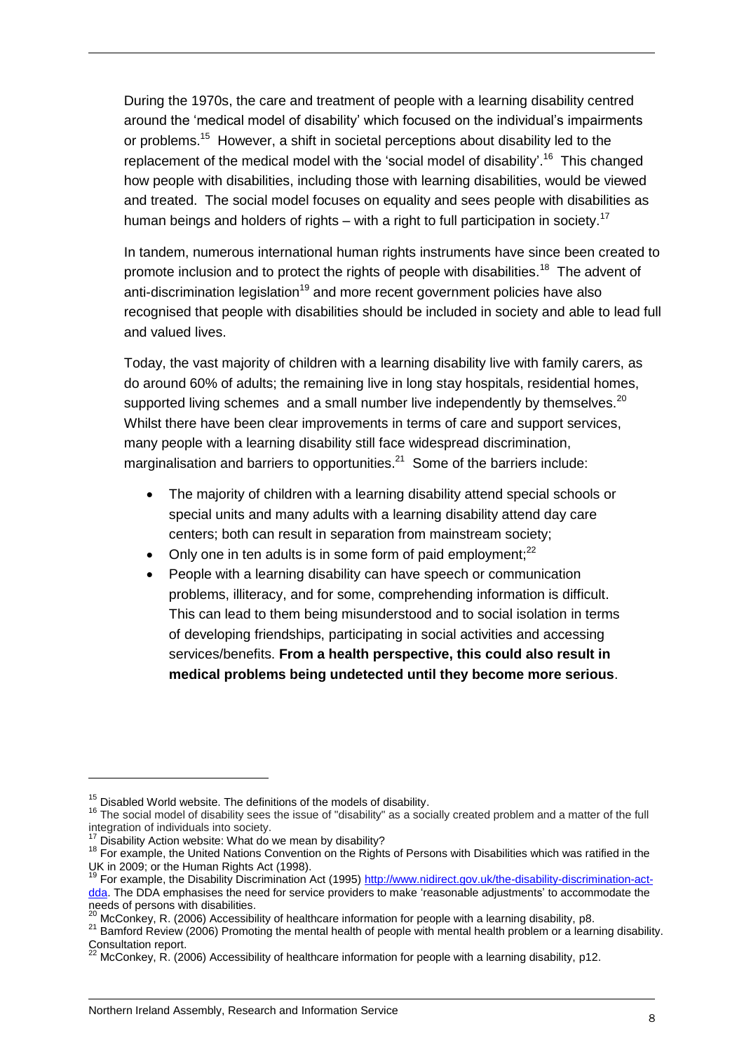During the 1970s, the care and treatment of people with a learning disability centred around the 'medical model of disability' which focused on the individual's impairments or problems.[15] However, a shift in societal perceptions about disability led to the replacement of the medical model with the 'social model of disability'.[16] This changed how people with disabilities, including those with learning disabilities, would be viewed and treated. The social model focuses on equality and sees people with disabilities as human beings and holders of rights – with a right to full participation in society.[17]

In tandem, numerous international human rights instruments have since been created to promote inclusion and to protect the rights of people with disabilities.[18] The advent of anti-discrimination legislation[19] and more recent government policies have also recognised that people with disabilities should be included in society and able to lead full and valued lives.

Today, the vast majority of children with a learning disability live with family carers, as do around 60% of adults; the remaining live in long stay hospitals, residential homes, supported living schemes and a small number live independently by themselves.[20] Whilst there have been clear improvements in terms of care and support services, many people with a learning disability still face widespread discrimination, marginalisation and barriers to opportunities.[21] Some of the barriers include:

- The majority of children with a learning disability attend special schools or special units and many adults with a learning disability attend day care centers; both can result in separation from mainstream society;
- Only one in ten adults is in some form of paid employment;[22]
- People with a learning disability can have speech or communication problems, illiteracy, and for some, comprehending information is difficult. This can lead to them being misunderstood and to social isolation in terms of developing friendships, participating in social activities and accessing services/benefits. **From a health perspective, this could also result in medical problems being undetected until they become more serious**.

---

[15] Disabled World website. The definitions of the models of disability.

[16] The social model of disability sees the issue of "disability" as a socially created problem and a matter of the full integration of individuals into society.

[17] Disability Action website: What do we mean by disability?

[18] For example, the United Nations Convention on the Rights of Persons with Disabilities which was ratified in the UK in 2009; or the Human Rights Act (1998).

[19] For example, the Disability Discrimination Act (1995) http://www.nidirect.gov.uk/the-disability-discrimination-act-dda. The DDA emphasises the need for service providers to make 'reasonable adjustments' to accommodate the needs of persons with disabilities.

[20] McConkey, R. (2006) Accessibility of healthcare information for people with a learning disability, p8.

[21] Bamford Review (2006) Promoting the mental health of people with mental health problem or a learning disability. Consultation report.

[22] McConkey, R. (2006) Accessibility of healthcare information for people with a learning disability, p12.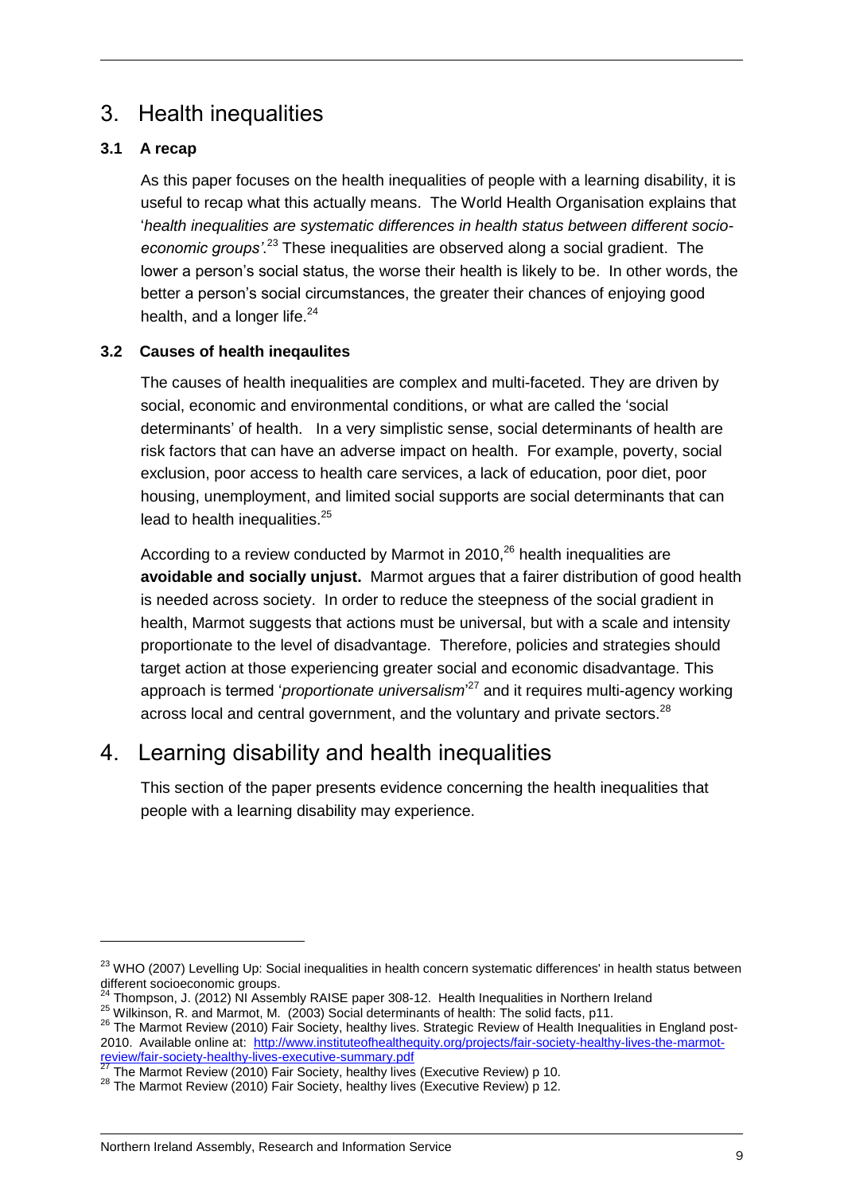# 3. Health inequalities

## 3.1 A recap

As this paper focuses on the health inequalities of people with a learning disability, it is useful to recap what this actually means. The World Health Organisation explains that '*health inequalities are systematic differences in health status between different socio-economic groups'*.[23] These inequalities are observed along a social gradient. The lower a person's social status, the worse their health is likely to be. In other words, the better a person's social circumstances, the greater their chances of enjoying good health, and a longer life.[24]

## 3.2 Causes of health ineqaulites

The causes of health inequalities are complex and multi-faceted. They are driven by social, economic and environmental conditions, or what are called the 'social determinants' of health. In a very simplistic sense, social determinants of health are risk factors that can have an adverse impact on health. For example, poverty, social exclusion, poor access to health care services, a lack of education, poor diet, poor housing, unemployment, and limited social supports are social determinants that can lead to health inequalities.[25]

According to a review conducted by Marmot in 2010,[26] health inequalities are **avoidable and socially unjust.** Marmot argues that a fairer distribution of good health is needed across society. In order to reduce the steepness of the social gradient in health, Marmot suggests that actions must be universal, but with a scale and intensity proportionate to the level of disadvantage. Therefore, policies and strategies should target action at those experiencing greater social and economic disadvantage. This approach is termed '*proportionate universalism*'[27] and it requires multi-agency working across local and central government, and the voluntary and private sectors.[28]

# 4. Learning disability and health inequalities

This section of the paper presents evidence concerning the health inequalities that people with a learning disability may experience.

---

[23] WHO (2007) Levelling Up: Social inequalities in health concern systematic differences' in health status between different socioeconomic groups.

[24] Thompson, J. (2012) NI Assembly RAISE paper 308-12. Health Inequalities in Northern Ireland

[25] Wilkinson, R. and Marmot, M. (2003) Social determinants of health: The solid facts, p11.

[26] The Marmot Review (2010) Fair Society, healthy lives. Strategic Review of Health Inequalities in England post-2010. Available online at: http://www.instituteofhealthequity.org/projects/fair-society-healthy-lives-the-marmot-review/fair-society-healthy-lives-executive-summary.pdf

[27] The Marmot Review (2010) Fair Society, healthy lives (Executive Review) p 10.

[28] The Marmot Review (2010) Fair Society, healthy lives (Executive Review) p 12.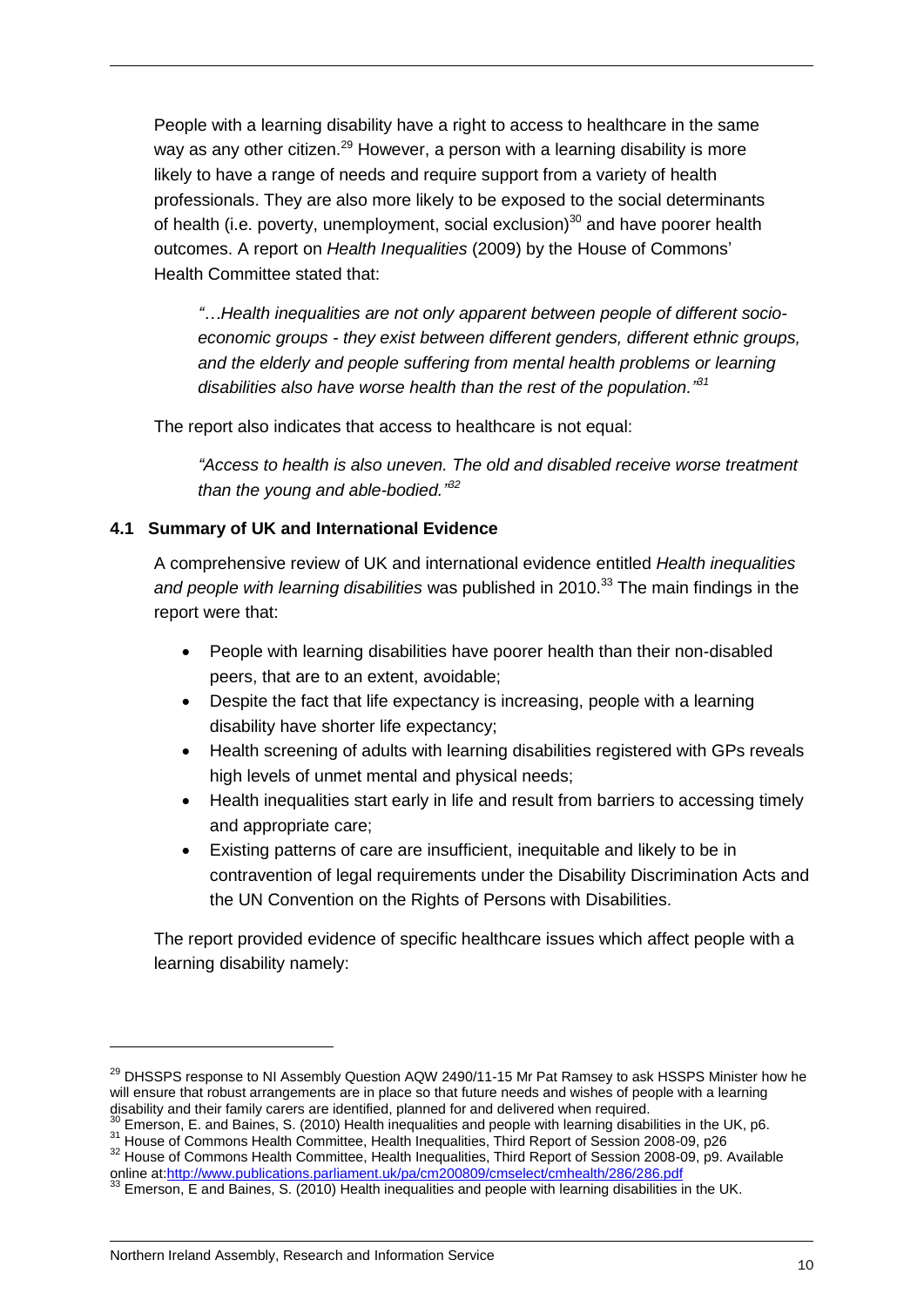People with a learning disability have a right to access to healthcare in the same way as any other citizen.[29] However, a person with a learning disability is more likely to have a range of needs and require support from a variety of health professionals. They are also more likely to be exposed to the social determinants of health (i.e. poverty, unemployment, social exclusion)[30] and have poorer health outcomes. A report on *Health Inequalities* (2009) by the House of Commons' Health Committee stated that:

> *"…Health inequalities are not only apparent between people of different socio-economic groups - they exist between different genders, different ethnic groups, and the elderly and people suffering from mental health problems or learning disabilities also have worse health than the rest of the population."*[31]

The report also indicates that access to healthcare is not equal:

> *"Access to health is also uneven. The old and disabled receive worse treatment than the young and able-bodied."*[32]

### 4.1 Summary of UK and International Evidence

A comprehensive review of UK and international evidence entitled *Health inequalities and people with learning disabilities* was published in 2010.[33] The main findings in the report were that:

- People with learning disabilities have poorer health than their non-disabled peers, that are to an extent, avoidable;
- Despite the fact that life expectancy is increasing, people with a learning disability have shorter life expectancy;
- Health screening of adults with learning disabilities registered with GPs reveals high levels of unmet mental and physical needs;
- Health inequalities start early in life and result from barriers to accessing timely and appropriate care;
- Existing patterns of care are insufficient, inequitable and likely to be in contravention of legal requirements under the Disability Discrimination Acts and the UN Convention on the Rights of Persons with Disabilities.

The report provided evidence of specific healthcare issues which affect people with a learning disability namely:

---

[29] DHSSPS response to NI Assembly Question AQW 2490/11-15 Mr Pat Ramsey to ask HSSPS Minister how he will ensure that robust arrangements are in place so that future needs and wishes of people with a learning disability and their family carers are identified, planned for and delivered when required.

[30] Emerson, E. and Baines, S. (2010) Health inequalities and people with learning disabilities in the UK, p6.

[31] House of Commons Health Committee, Health Inequalities, Third Report of Session 2008-09, p26

[32] House of Commons Health Committee, Health Inequalities, Third Report of Session 2008-09, p9. Available online at:http://www.publications.parliament.uk/pa/cm200809/cmselect/cmhealth/286/286.pdf

[33] Emerson, E and Baines, S. (2010) Health inequalities and people with learning disabilities in the UK.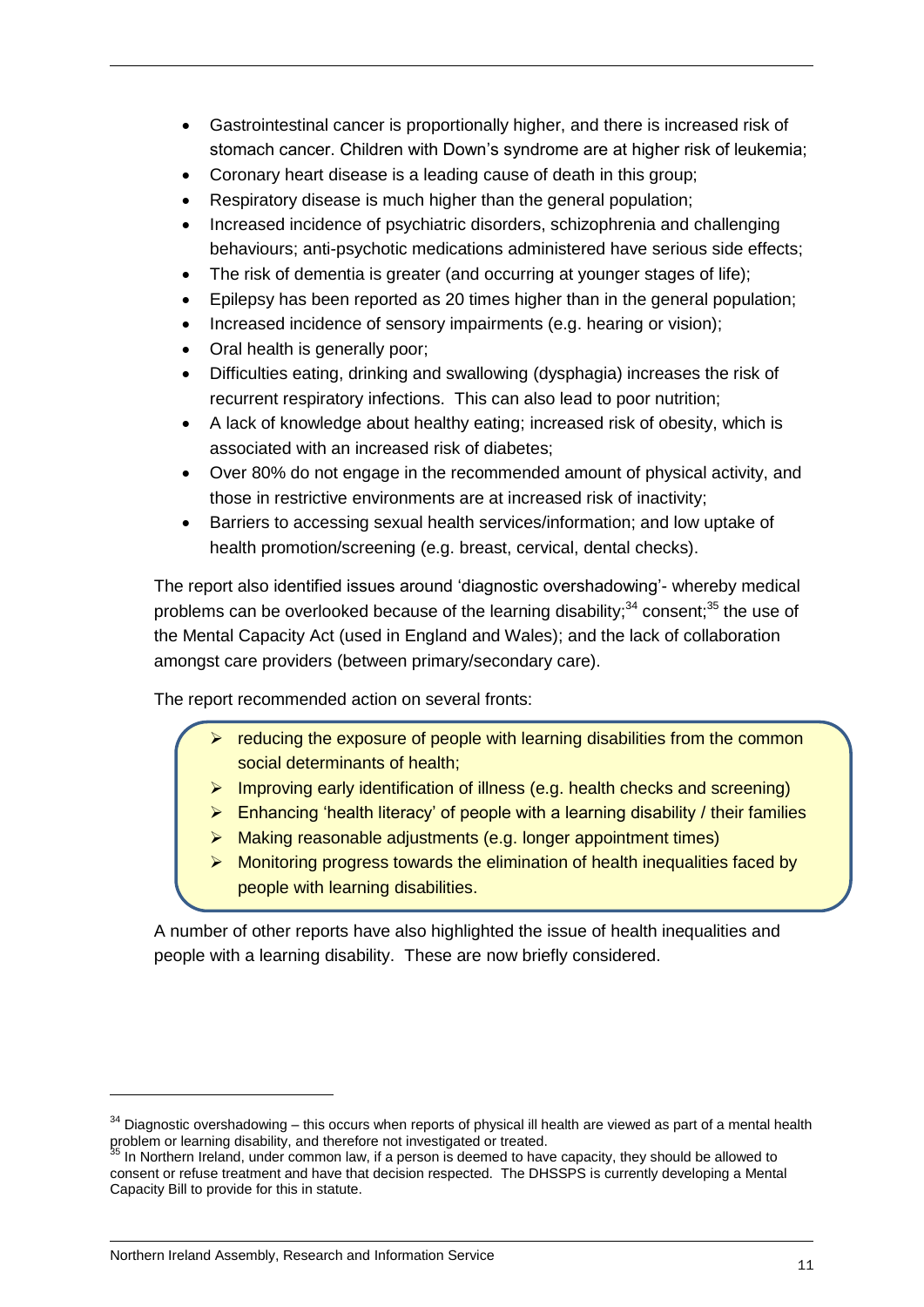- Gastrointestinal cancer is proportionally higher, and there is increased risk of stomach cancer. Children with Down's syndrome are at higher risk of leukemia;
- Coronary heart disease is a leading cause of death in this group;
- Respiratory disease is much higher than the general population;
- Increased incidence of psychiatric disorders, schizophrenia and challenging behaviours; anti-psychotic medications administered have serious side effects;
- The risk of dementia is greater (and occurring at younger stages of life);
- Epilepsy has been reported as 20 times higher than in the general population;
- Increased incidence of sensory impairments (e.g. hearing or vision);
- Oral health is generally poor;
- Difficulties eating, drinking and swallowing (dysphagia) increases the risk of recurrent respiratory infections. This can also lead to poor nutrition;
- A lack of knowledge about healthy eating; increased risk of obesity, which is associated with an increased risk of diabetes;
- Over 80% do not engage in the recommended amount of physical activity, and those in restrictive environments are at increased risk of inactivity;
- Barriers to accessing sexual health services/information; and low uptake of health promotion/screening (e.g. breast, cervical, dental checks).

The report also identified issues around 'diagnostic overshadowing'- whereby medical problems can be overlooked because of the learning disability;[34] consent;[35] the use of the Mental Capacity Act (used in England and Wales); and the lack of collaboration amongst care providers (between primary/secondary care).

The report recommended action on several fronts:

> - reducing the exposure of people with learning disabilities from the common social determinants of health;
> - Improving early identification of illness (e.g. health checks and screening)
> - Enhancing 'health literacy' of people with a learning disability / their families
> - Making reasonable adjustments (e.g. longer appointment times)
> - Monitoring progress towards the elimination of health inequalities faced by people with learning disabilities.

A number of other reports have also highlighted the issue of health inequalities and people with a learning disability. These are now briefly considered.

---

[34] Diagnostic overshadowing – this occurs when reports of physical ill health are viewed as part of a mental health problem or learning disability, and therefore not investigated or treated.

[35] In Northern Ireland, under common law, if a person is deemed to have capacity, they should be allowed to consent or refuse treatment and have that decision respected. The DHSSPS is currently developing a Mental Capacity Bill to provide for this in statute.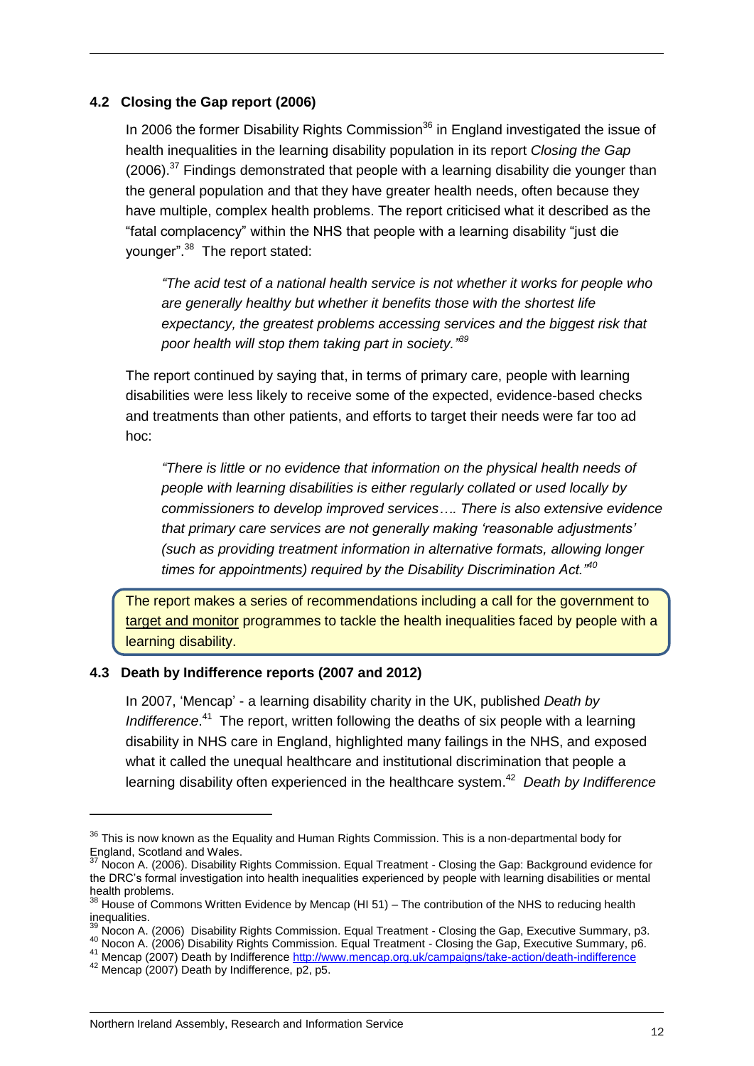### 4.2 Closing the Gap report (2006)

In 2006 the former Disability Rights Commission[36] in England investigated the issue of health inequalities in the learning disability population in its report *Closing the Gap* (2006).[37] Findings demonstrated that people with a learning disability die younger than the general population and that they have greater health needs, often because they have multiple, complex health problems. The report criticised what it described as the "fatal complacency" within the NHS that people with a learning disability "just die younger".[38] The report stated:

> *"The acid test of a national health service is not whether it works for people who are generally healthy but whether it benefits those with the shortest life expectancy, the greatest problems accessing services and the biggest risk that poor health will stop them taking part in society."*[39]

The report continued by saying that, in terms of primary care, people with learning disabilities were less likely to receive some of the expected, evidence-based checks and treatments than other patients, and efforts to target their needs were far too ad hoc:

> *"There is little or no evidence that information on the physical health needs of people with learning disabilities is either regularly collated or used locally by commissioners to develop improved services…. There is also extensive evidence that primary care services are not generally making 'reasonable adjustments' (such as providing treatment information in alternative formats, allowing longer times for appointments) required by the Disability Discrimination Act."*[40]

> The report makes a series of recommendations including a call for the government to target and monitor programmes to tackle the health inequalities faced by people with a learning disability.

### 4.3 Death by Indifference reports (2007 and 2012)

In 2007, 'Mencap' - a learning disability charity in the UK, published *Death by Indifference*.[41] The report, written following the deaths of six people with a learning disability in NHS care in England, highlighted many failings in the NHS, and exposed what it called the unequal healthcare and institutional discrimination that people a learning disability often experienced in the healthcare system.[42] *Death by Indifference*

---

[36] This is now known as the Equality and Human Rights Commission. This is a non-departmental body for England, Scotland and Wales.

[37] Nocon A. (2006). Disability Rights Commission. Equal Treatment - Closing the Gap: Background evidence for the DRC's formal investigation into health inequalities experienced by people with learning disabilities or mental health problems.

[38] House of Commons Written Evidence by Mencap (HI 51) – The contribution of the NHS to reducing health inequalities.

[39] Nocon A. (2006) Disability Rights Commission. Equal Treatment - Closing the Gap, Executive Summary, p3.

[40] Nocon A. (2006) Disability Rights Commission. Equal Treatment - Closing the Gap, Executive Summary, p6.

[41] Mencap (2007) Death by Indifference http://www.mencap.org.uk/campaigns/take-action/death-indifference

[42] Mencap (2007) Death by Indifference, p2, p5.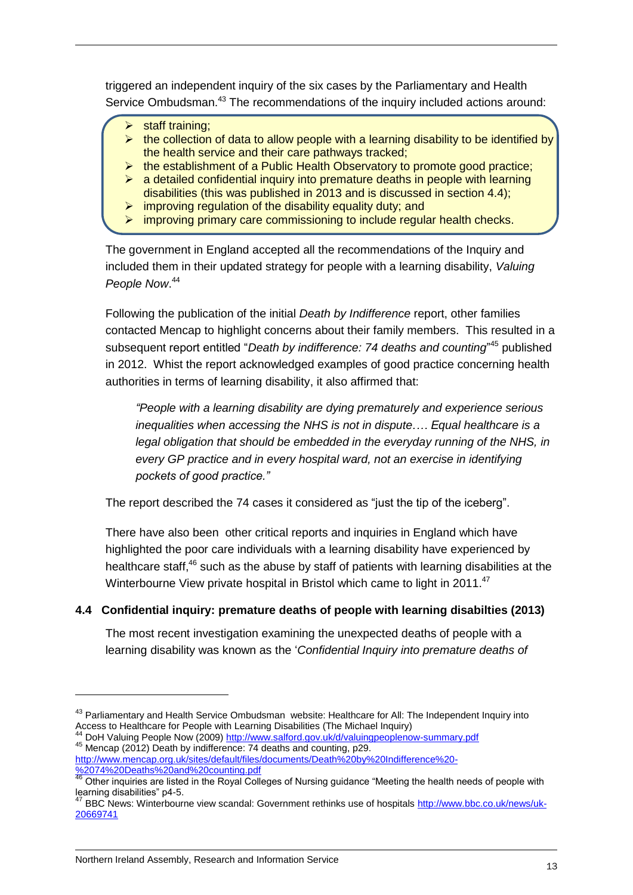triggered an independent inquiry of the six cases by the Parliamentary and Health Service Ombudsman.[43] The recommendations of the inquiry included actions around:

- staff training;
- the collection of data to allow people with a learning disability to be identified by the health service and their care pathways tracked;
- the establishment of a Public Health Observatory to promote good practice;
- a detailed confidential inquiry into premature deaths in people with learning disabilities (this was published in 2013 and is discussed in section 4.4);
- improving regulation of the disability equality duty; and
- improving primary care commissioning to include regular health checks.

The government in England accepted all the recommendations of the Inquiry and included them in their updated strategy for people with a learning disability, *Valuing People Now*.[44]

Following the publication of the initial *Death by Indifference* report, other families contacted Mencap to highlight concerns about their family members. This resulted in a subsequent report entitled "*Death by indifference: 74 deaths and counting*"[45] published in 2012. Whist the report acknowledged examples of good practice concerning health authorities in terms of learning disability, it also affirmed that:

> *"People with a learning disability are dying prematurely and experience serious inequalities when accessing the NHS is not in dispute…. Equal healthcare is a legal obligation that should be embedded in the everyday running of the NHS, in every GP practice and in every hospital ward, not an exercise in identifying pockets of good practice."*

The report described the 74 cases it considered as "just the tip of the iceberg".

There have also been other critical reports and inquiries in England which have highlighted the poor care individuals with a learning disability have experienced by healthcare staff,[46] such as the abuse by staff of patients with learning disabilities at the Winterbourne View private hospital in Bristol which came to light in 2011.[47]

## 4.4 Confidential inquiry: premature deaths of people with learning disabilties (2013)

The most recent investigation examining the unexpected deaths of people with a learning disability was known as the '*Confidential Inquiry into premature deaths of*

---

[43] Parliamentary and Health Service Ombudsman website: Healthcare for All: The Independent Inquiry into Access to Healthcare for People with Learning Disabilities (The Michael Inquiry)

[44] DoH Valuing People Now (2009) http://www.salford.gov.uk/d/valuingpeoplenow-summary.pdf

[45] Mencap (2012) Death by indifference: 74 deaths and counting, p29. http://www.mencap.org.uk/sites/default/files/documents/Death%20by%20Indifference%20-%2074%20Deaths%20and%20counting.pdf

[46] Other inquiries are listed in the Royal Colleges of Nursing guidance "Meeting the health needs of people with learning disabilities" p4-5.

[47] BBC News: Winterbourne view scandal: Government rethinks use of hospitals http://www.bbc.co.uk/news/uk-20669741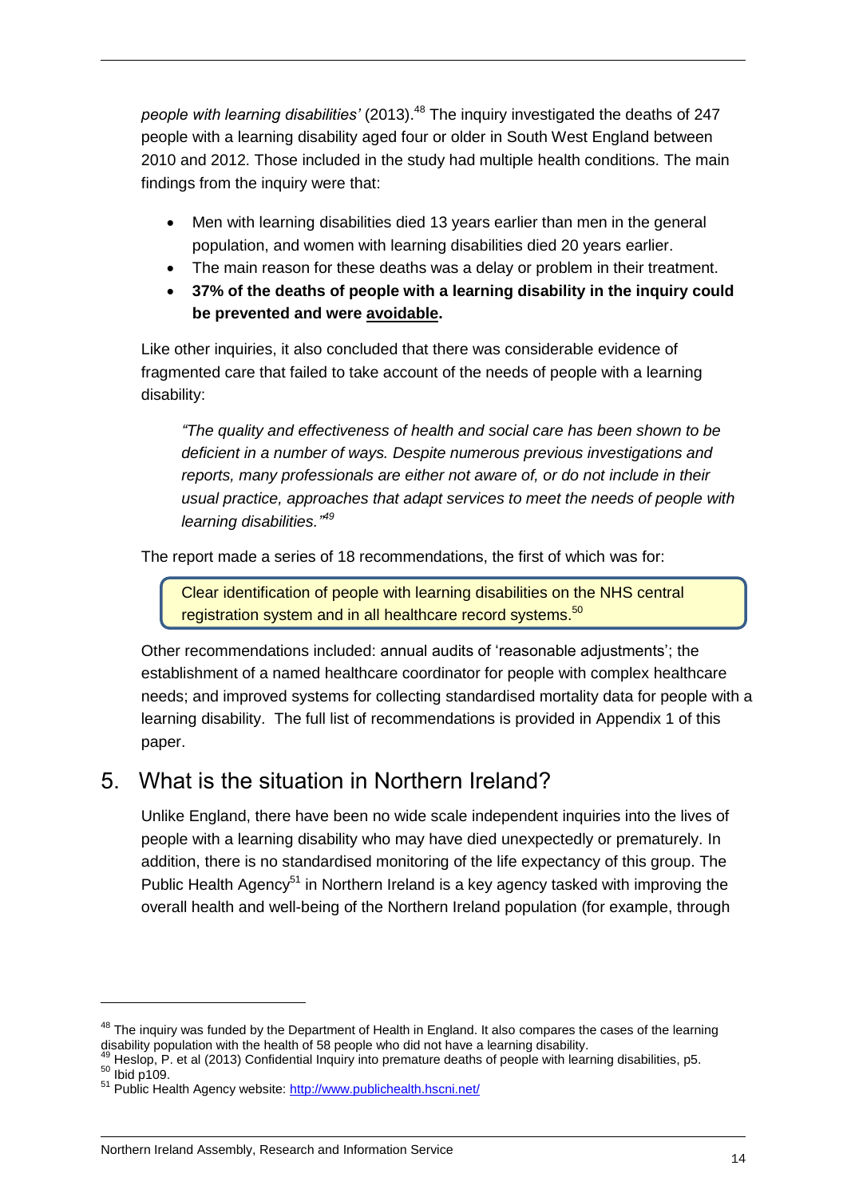*people with learning disabilities'* (2013).[48] The inquiry investigated the deaths of 247 people with a learning disability aged four or older in South West England between 2010 and 2012. Those included in the study had multiple health conditions. The main findings from the inquiry were that:

- Men with learning disabilities died 13 years earlier than men in the general population, and women with learning disabilities died 20 years earlier.
- The main reason for these deaths was a delay or problem in their treatment.
- **37% of the deaths of people with a learning disability in the inquiry could be prevented and were <u>avoidable</u>.**

Like other inquiries, it also concluded that there was considerable evidence of fragmented care that failed to take account of the needs of people with a learning disability:

> *"The quality and effectiveness of health and social care has been shown to be deficient in a number of ways. Despite numerous previous investigations and reports, many professionals are either not aware of, or do not include in their usual practice, approaches that adapt services to meet the needs of people with learning disabilities."*[49]

The report made a series of 18 recommendations, the first of which was for:

> Clear identification of people with learning disabilities on the NHS central registration system and in all healthcare record systems.[50]

Other recommendations included: annual audits of 'reasonable adjustments'; the establishment of a named healthcare coordinator for people with complex healthcare needs; and improved systems for collecting standardised mortality data for people with a learning disability. The full list of recommendations is provided in Appendix 1 of this paper.

## 5. What is the situation in Northern Ireland?

Unlike England, there have been no wide scale independent inquiries into the lives of people with a learning disability who may have died unexpectedly or prematurely. In addition, there is no standardised monitoring of the life expectancy of this group. The Public Health Agency[51] in Northern Ireland is a key agency tasked with improving the overall health and well-being of the Northern Ireland population (for example, through

---

[48] The inquiry was funded by the Department of Health in England. It also compares the cases of the learning disability population with the health of 58 people who did not have a learning disability.

[49] Heslop, P. et al (2013) Confidential Inquiry into premature deaths of people with learning disabilities, p5.

[50] Ibid p109.

[51] Public Health Agency website: http://www.publichealth.hscni.net/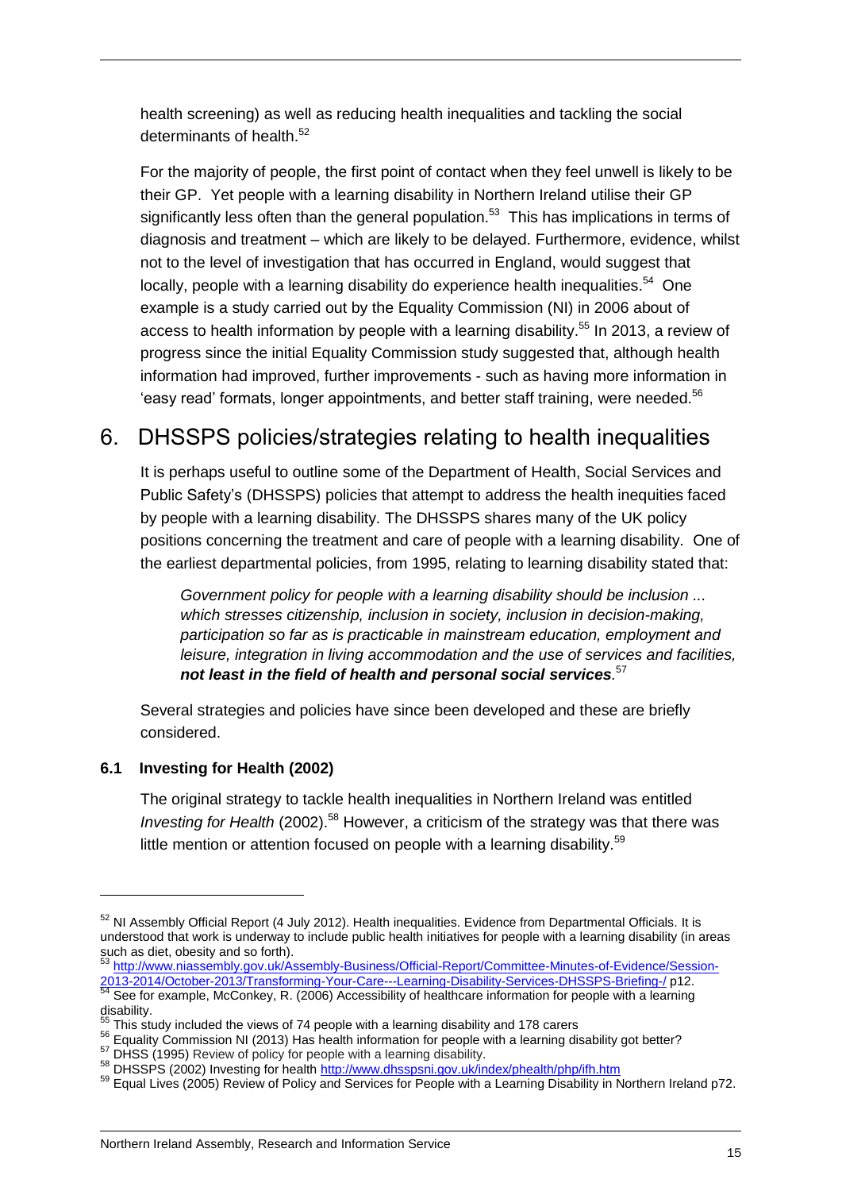health screening) as well as reducing health inequalities and tackling the social determinants of health.[52]

For the majority of people, the first point of contact when they feel unwell is likely to be their GP. Yet people with a learning disability in Northern Ireland utilise their GP significantly less often than the general population.[53] This has implications in terms of diagnosis and treatment – which are likely to be delayed. Furthermore, evidence, whilst not to the level of investigation that has occurred in England, would suggest that locally, people with a learning disability do experience health inequalities.[54] One example is a study carried out by the Equality Commission (NI) in 2006 about of access to health information by people with a learning disability.[55] In 2013, a review of progress since the initial Equality Commission study suggested that, although health information had improved, further improvements - such as having more information in 'easy read' formats, longer appointments, and better staff training, were needed.[56]

## 6. DHSSPS policies/strategies relating to health inequalities

It is perhaps useful to outline some of the Department of Health, Social Services and Public Safety's (DHSSPS) policies that attempt to address the health inequities faced by people with a learning disability. The DHSSPS shares many of the UK policy positions concerning the treatment and care of people with a learning disability. One of the earliest departmental policies, from 1995, relating to learning disability stated that:

> *Government policy for people with a learning disability should be inclusion ... which stresses citizenship, inclusion in society, inclusion in decision-making, participation so far as is practicable in mainstream education, employment and leisure, integration in living accommodation and the use of services and facilities, **not least in the field of health and personal social services**.*[57]

Several strategies and policies have since been developed and these are briefly considered.

### 6.1 Investing for Health (2002)

The original strategy to tackle health inequalities in Northern Ireland was entitled *Investing for Health* (2002).[58] However, a criticism of the strategy was that there was little mention or attention focused on people with a learning disability.[59]

---

[52] NI Assembly Official Report (4 July 2012). Health inequalities. Evidence from Departmental Officials. It is understood that work is underway to include public health initiatives for people with a learning disability (in areas such as diet, obesity and so forth).

[53] http://www.niassembly.gov.uk/Assembly-Business/Official-Report/Committee-Minutes-of-Evidence/Session-2013-2014/October-2013/Transforming-Your-Care---Learning-Disability-Services-DHSSPS-Briefing-/ p12.

[54] See for example, McConkey, R. (2006) Accessibility of healthcare information for people with a learning disability.

[55] This study included the views of 74 people with a learning disability and 178 carers

[56] Equality Commission NI (2013) Has health information for people with a learning disability got better?

[57] DHSS (1995) Review of policy for people with a learning disability.

[58] DHSSPS (2002) Investing for health http://www.dhsspsni.gov.uk/index/phealth/php/ifh.htm

[59] Equal Lives (2005) Review of Policy and Services for People with a Learning Disability in Northern Ireland p72.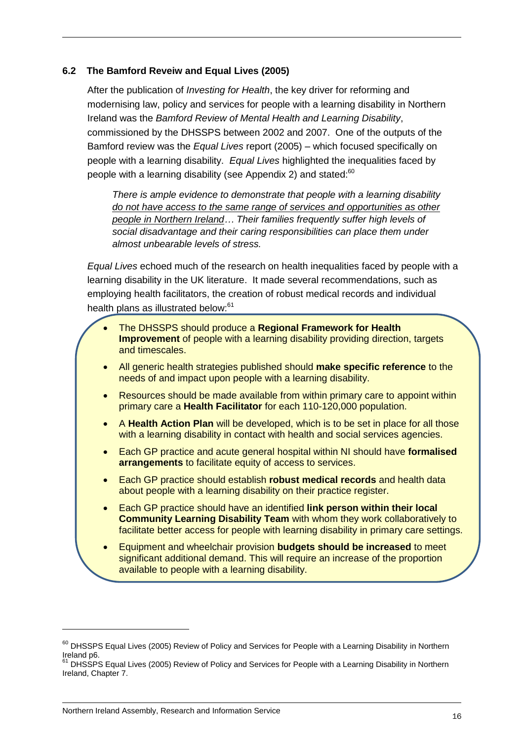### 6.2 The Bamford Reveiw and Equal Lives (2005)

After the publication of *Investing for Health*, the key driver for reforming and modernising law, policy and services for people with a learning disability in Northern Ireland was the *Bamford Review of Mental Health and Learning Disability*, commissioned by the DHSSPS between 2002 and 2007. One of the outputs of the Bamford review was the *Equal Lives* report (2005) – which focused specifically on people with a learning disability. *Equal Lives* highlighted the inequalities faced by people with a learning disability (see Appendix 2) and stated:[60]

> *There is ample evidence to demonstrate that people with a learning disability <u>do not have access to the same range of services and opportunities as other people in Northern Ireland</u>… Their families frequently suffer high levels of social disadvantage and their caring responsibilities can place them under almost unbearable levels of stress.*

*Equal Lives* echoed much of the research on health inequalities faced by people with a learning disability in the UK literature. It made several recommendations, such as employing health facilitators, the creation of robust medical records and individual health plans as illustrated below:[61]

- The DHSSPS should produce a **Regional Framework for Health Improvement** of people with a learning disability providing direction, targets and timescales.
- All generic health strategies published should **make specific reference** to the needs of and impact upon people with a learning disability.
- Resources should be made available from within primary care to appoint within primary care a **Health Facilitator** for each 110-120,000 population.
- A **Health Action Plan** will be developed, which is to be set in place for all those with a learning disability in contact with health and social services agencies.
- Each GP practice and acute general hospital within NI should have **formalised arrangements** to facilitate equity of access to services.
- Each GP practice should establish **robust medical records** and health data about people with a learning disability on their practice register.
- Each GP practice should have an identified **link person within their local Community Learning Disability Team** with whom they work collaboratively to facilitate better access for people with learning disability in primary care settings.
- Equipment and wheelchair provision **budgets should be increased** to meet significant additional demand. This will require an increase of the proportion available to people with a learning disability.

---

[60] DHSSPS Equal Lives (2005) Review of Policy and Services for People with a Learning Disability in Northern Ireland p6.

[61] DHSSPS Equal Lives (2005) Review of Policy and Services for People with a Learning Disability in Northern Ireland, Chapter 7.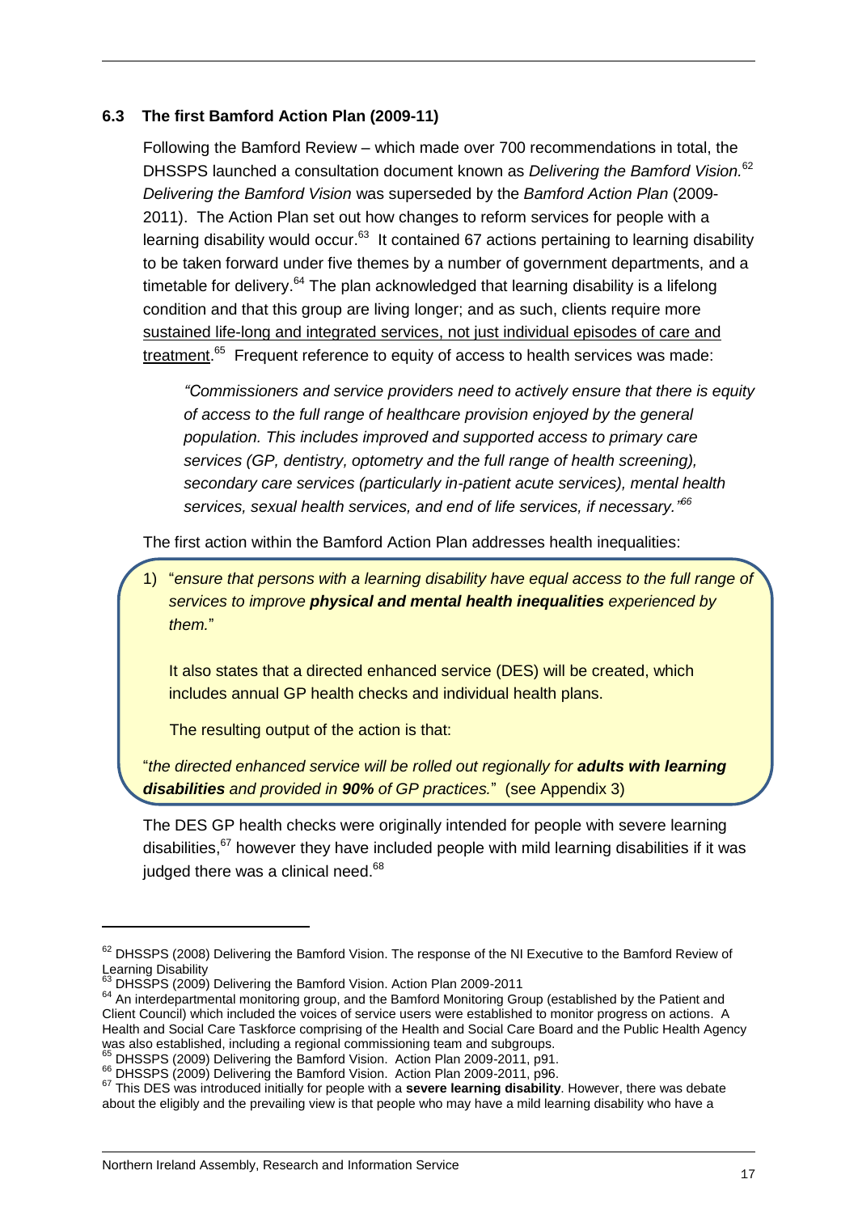### 6.3 The first Bamford Action Plan (2009-11)

Following the Bamford Review – which made over 700 recommendations in total, the DHSSPS launched a consultation document known as *Delivering the Bamford Vision.*[62] *Delivering the Bamford Vision* was superseded by the *Bamford Action Plan* (2009-2011). The Action Plan set out how changes to reform services for people with a learning disability would occur.[63] It contained 67 actions pertaining to learning disability to be taken forward under five themes by a number of government departments, and a timetable for delivery.[64] The plan acknowledged that learning disability is a lifelong condition and that this group are living longer; and as such, clients require more <u>sustained life-long and integrated services, not just individual episodes of care and treatment</u>.[65] Frequent reference to equity of access to health services was made:

> *"Commissioners and service providers need to actively ensure that there is equity of access to the full range of healthcare provision enjoyed by the general population. This includes improved and supported access to primary care services (GP, dentistry, optometry and the full range of health screening), secondary care services (particularly in-patient acute services), mental health services, sexual health services, and end of life services, if necessary."*[66]

The first action within the Bamford Action Plan addresses health inequalities:

> 1) "*ensure that persons with a learning disability have equal access to the full range of services to improve **physical and mental health inequalities** experienced by them.*"
>
> It also states that a directed enhanced service (DES) will be created, which includes annual GP health checks and individual health plans.
>
> The resulting output of the action is that:
>
> "*the directed enhanced service will be rolled out regionally for **adults with learning disabilities** and provided in **90%** of GP practices.*" (see Appendix 3)

The DES GP health checks were originally intended for people with severe learning disabilities,[67] however they have included people with mild learning disabilities if it was judged there was a clinical need.[68]

---

[62] DHSSPS (2008) Delivering the Bamford Vision. The response of the NI Executive to the Bamford Review of Learning Disability

[63] DHSSPS (2009) Delivering the Bamford Vision. Action Plan 2009-2011

[64] An interdepartmental monitoring group, and the Bamford Monitoring Group (established by the Patient and Client Council) which included the voices of service users were established to monitor progress on actions. A Health and Social Care Taskforce comprising of the Health and Social Care Board and the Public Health Agency was also established, including a regional commissioning team and subgroups.

[65] DHSSPS (2009) Delivering the Bamford Vision. Action Plan 2009-2011, p91.

[66] DHSSPS (2009) Delivering the Bamford Vision. Action Plan 2009-2011, p96.

[67] This DES was introduced initially for people with a **severe learning disability**. However, there was debate about the eligibly and the prevailing view is that people who may have a mild learning disability who have a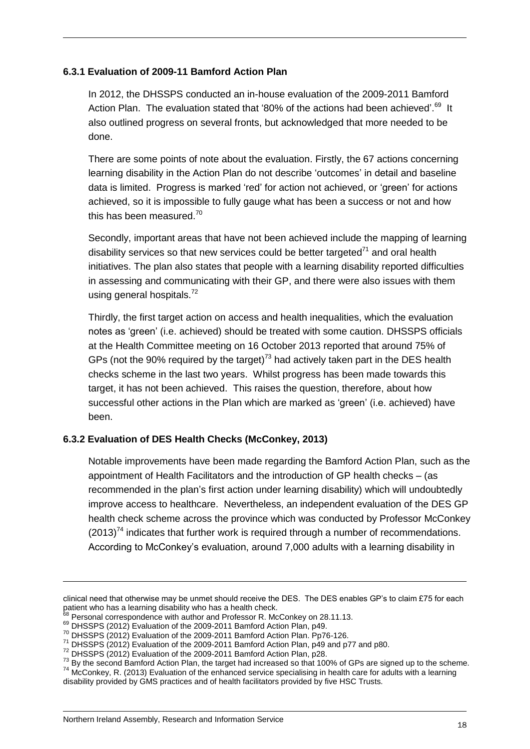### 6.3.1 Evaluation of 2009-11 Bamford Action Plan

In 2012, the DHSSPS conducted an in-house evaluation of the 2009-2011 Bamford Action Plan. The evaluation stated that '80% of the actions had been achieved'.[69] It also outlined progress on several fronts, but acknowledged that more needed to be done.

There are some points of note about the evaluation. Firstly, the 67 actions concerning learning disability in the Action Plan do not describe 'outcomes' in detail and baseline data is limited. Progress is marked 'red' for action not achieved, or 'green' for actions achieved, so it is impossible to fully gauge what has been a success or not and how this has been measured.[70]

Secondly, important areas that have not been achieved include the mapping of learning disability services so that new services could be better targeted[71] and oral health initiatives. The plan also states that people with a learning disability reported difficulties in assessing and communicating with their GP, and there were also issues with them using general hospitals.[72]

Thirdly, the first target action on access and health inequalities, which the evaluation notes as 'green' (i.e. achieved) should be treated with some caution. DHSSPS officials at the Health Committee meeting on 16 October 2013 reported that around 75% of GPs (not the 90% required by the target)[73] had actively taken part in the DES health checks scheme in the last two years. Whilst progress has been made towards this target, it has not been achieved. This raises the question, therefore, about how successful other actions in the Plan which are marked as 'green' (i.e. achieved) have been.

### 6.3.2 Evaluation of DES Health Checks (McConkey, 2013)

Notable improvements have been made regarding the Bamford Action Plan, such as the appointment of Health Facilitators and the introduction of GP health checks – (as recommended in the plan's first action under learning disability) which will undoubtedly improve access to healthcare. Nevertheless, an independent evaluation of the DES GP health check scheme across the province which was conducted by Professor McConkey (2013)[74] indicates that further work is required through a number of recommendations. According to McConkey's evaluation, around 7,000 adults with a learning disability in

---

clinical need that otherwise may be unmet should receive the DES. The DES enables GP's to claim £75 for each patient who has a learning disability who has a health check.

[68] Personal correspondence with author and Professor R. McConkey on 28.11.13.

[69] DHSSPS (2012) Evaluation of the 2009-2011 Bamford Action Plan, p49.

[70] DHSSPS (2012) Evaluation of the 2009-2011 Bamford Action Plan. Pp76-126.

[71] DHSSPS (2012) Evaluation of the 2009-2011 Bamford Action Plan, p49 and p77 and p80.

[72] DHSSPS (2012) Evaluation of the 2009-2011 Bamford Action Plan, p28.

[73] By the second Bamford Action Plan, the target had increased so that 100% of GPs are signed up to the scheme.

[74] McConkey, R. (2013) Evaluation of the enhanced service specialising in health care for adults with a learning disability provided by GMS practices and of health facilitators provided by five HSC Trusts.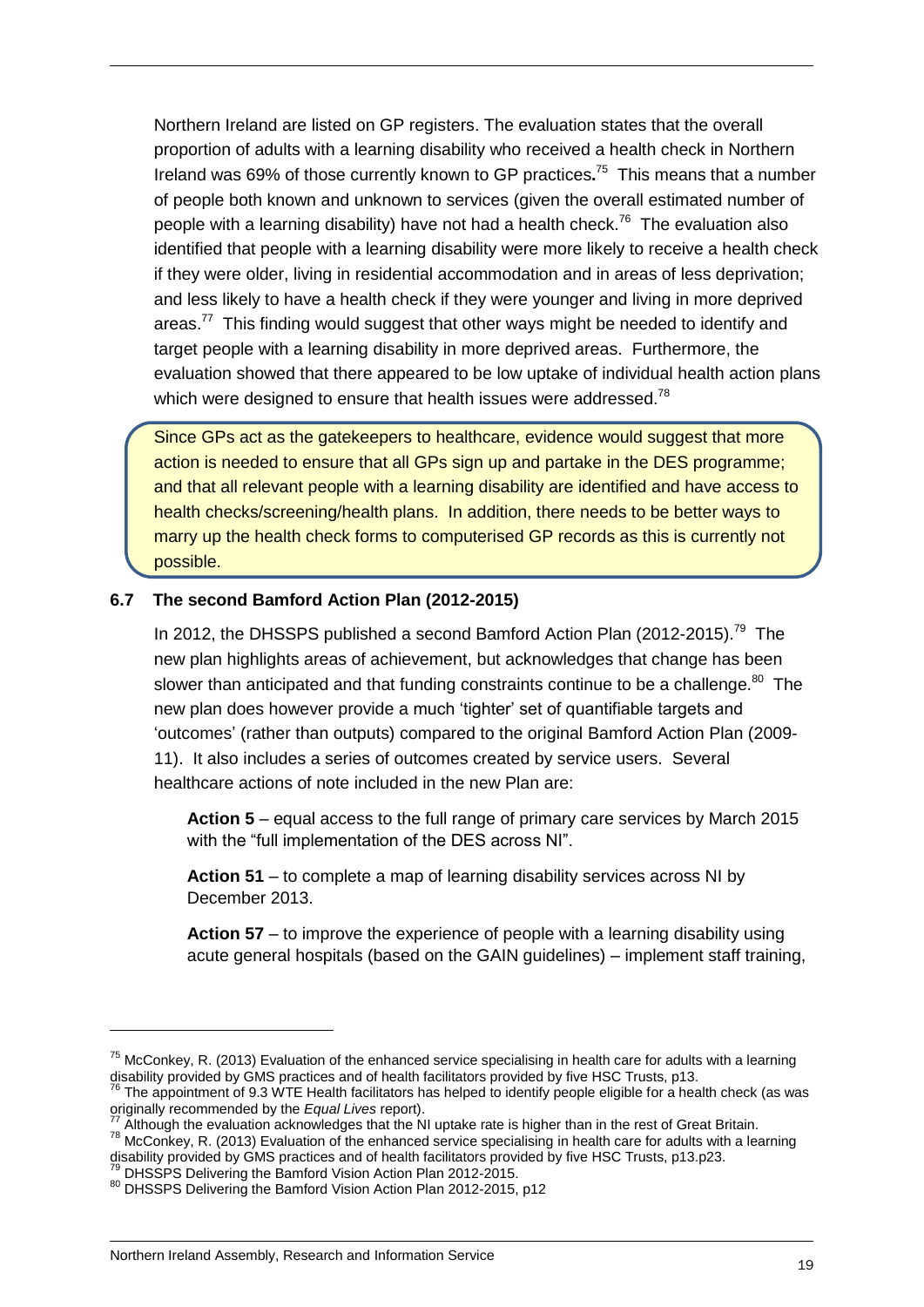Northern Ireland are listed on GP registers. The evaluation states that the overall proportion of adults with a learning disability who received a health check in Northern Ireland was 69% of those currently known to GP practices**.**[75] This means that a number of people both known and unknown to services (given the overall estimated number of people with a learning disability) have not had a health check.[76] The evaluation also identified that people with a learning disability were more likely to receive a health check if they were older, living in residential accommodation and in areas of less deprivation; and less likely to have a health check if they were younger and living in more deprived areas.[77] This finding would suggest that other ways might be needed to identify and target people with a learning disability in more deprived areas. Furthermore, the evaluation showed that there appeared to be low uptake of individual health action plans which were designed to ensure that health issues were addressed.[78]

> Since GPs act as the gatekeepers to healthcare, evidence would suggest that more action is needed to ensure that all GPs sign up and partake in the DES programme; and that all relevant people with a learning disability are identified and have access to health checks/screening/health plans. In addition, there needs to be better ways to marry up the health check forms to computerised GP records as this is currently not possible.

### 6.7 The second Bamford Action Plan (2012-2015)

In 2012, the DHSSPS published a second Bamford Action Plan (2012-2015).[79] The new plan highlights areas of achievement, but acknowledges that change has been slower than anticipated and that funding constraints continue to be a challenge.[80] The new plan does however provide a much 'tighter' set of quantifiable targets and 'outcomes' (rather than outputs) compared to the original Bamford Action Plan (2009-11). It also includes a series of outcomes created by service users. Several healthcare actions of note included in the new Plan are:

**Action 5** – equal access to the full range of primary care services by March 2015 with the "full implementation of the DES across NI".

**Action 51** – to complete a map of learning disability services across NI by December 2013.

**Action 57** – to improve the experience of people with a learning disability using acute general hospitals (based on the GAIN guidelines) – implement staff training,

---

[75] McConkey, R. (2013) Evaluation of the enhanced service specialising in health care for adults with a learning disability provided by GMS practices and of health facilitators provided by five HSC Trusts, p13.

[76] The appointment of 9.3 WTE Health facilitators has helped to identify people eligible for a health check (as was originally recommended by the *Equal Lives* report).

[77] Although the evaluation acknowledges that the NI uptake rate is higher than in the rest of Great Britain.

[78] McConkey, R. (2013) Evaluation of the enhanced service specialising in health care for adults with a learning disability provided by GMS practices and of health facilitators provided by five HSC Trusts, p13.p23.

[79] DHSSPS Delivering the Bamford Vision Action Plan 2012-2015.

[80] DHSSPS Delivering the Bamford Vision Action Plan 2012-2015, p12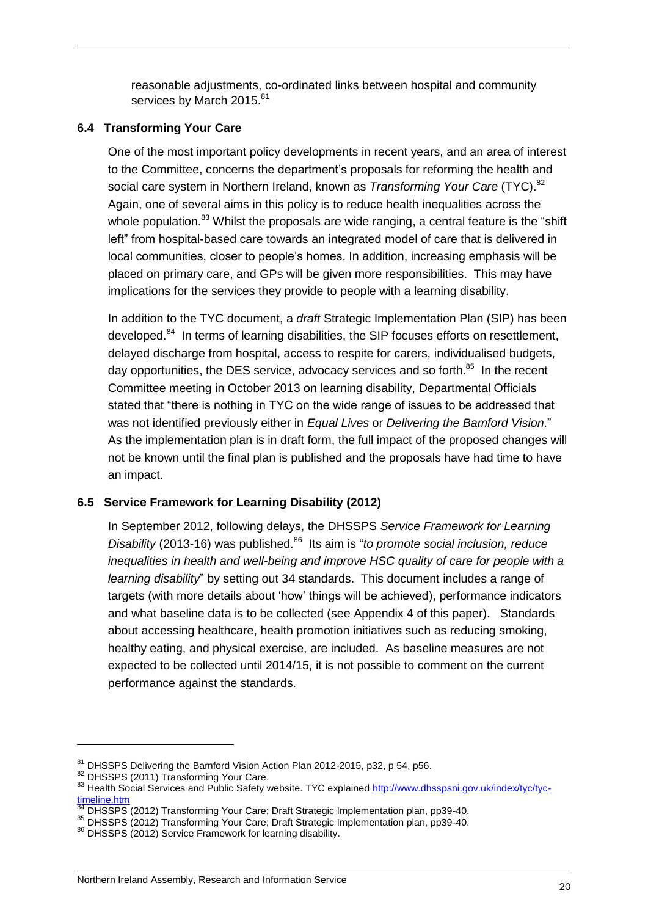reasonable adjustments, co-ordinated links between hospital and community services by March 2015.[81]

### 6.4 Transforming Your Care

One of the most important policy developments in recent years, and an area of interest to the Committee, concerns the department's proposals for reforming the health and social care system in Northern Ireland, known as *Transforming Your Care* (TYC).[82] Again, one of several aims in this policy is to reduce health inequalities across the whole population.[83] Whilst the proposals are wide ranging, a central feature is the "shift left" from hospital-based care towards an integrated model of care that is delivered in local communities, closer to people's homes. In addition, increasing emphasis will be placed on primary care, and GPs will be given more responsibilities. This may have implications for the services they provide to people with a learning disability.

In addition to the TYC document, a *draft* Strategic Implementation Plan (SIP) has been developed.[84] In terms of learning disabilities, the SIP focuses efforts on resettlement, delayed discharge from hospital, access to respite for carers, individualised budgets, day opportunities, the DES service, advocacy services and so forth.[85] In the recent Committee meeting in October 2013 on learning disability, Departmental Officials stated that "there is nothing in TYC on the wide range of issues to be addressed that was not identified previously either in *Equal Lives* or *Delivering the Bamford Vision*." As the implementation plan is in draft form, the full impact of the proposed changes will not be known until the final plan is published and the proposals have had time to have an impact.

### 6.5 Service Framework for Learning Disability (2012)

In September 2012, following delays, the DHSSPS *Service Framework for Learning Disability* (2013-16) was published.[86] Its aim is "*to promote social inclusion, reduce inequalities in health and well-being and improve HSC quality of care for people with a learning disability*" by setting out 34 standards. This document includes a range of targets (with more details about 'how' things will be achieved), performance indicators and what baseline data is to be collected (see Appendix 4 of this paper). Standards about accessing healthcare, health promotion initiatives such as reducing smoking, healthy eating, and physical exercise, are included. As baseline measures are not expected to be collected until 2014/15, it is not possible to comment on the current performance against the standards.

---

[81] DHSSPS Delivering the Bamford Vision Action Plan 2012-2015, p32, p 54, p56.

[82] DHSSPS (2011) Transforming Your Care.

[83] Health Social Services and Public Safety website. TYC explained http://www.dhsspsni.gov.uk/index/tyc/tyc-timeline.htm

[84] DHSSPS (2012) Transforming Your Care; Draft Strategic Implementation plan, pp39-40.

[85] DHSSPS (2012) Transforming Your Care; Draft Strategic Implementation plan, pp39-40.

[86] DHSSPS (2012) Service Framework for learning disability.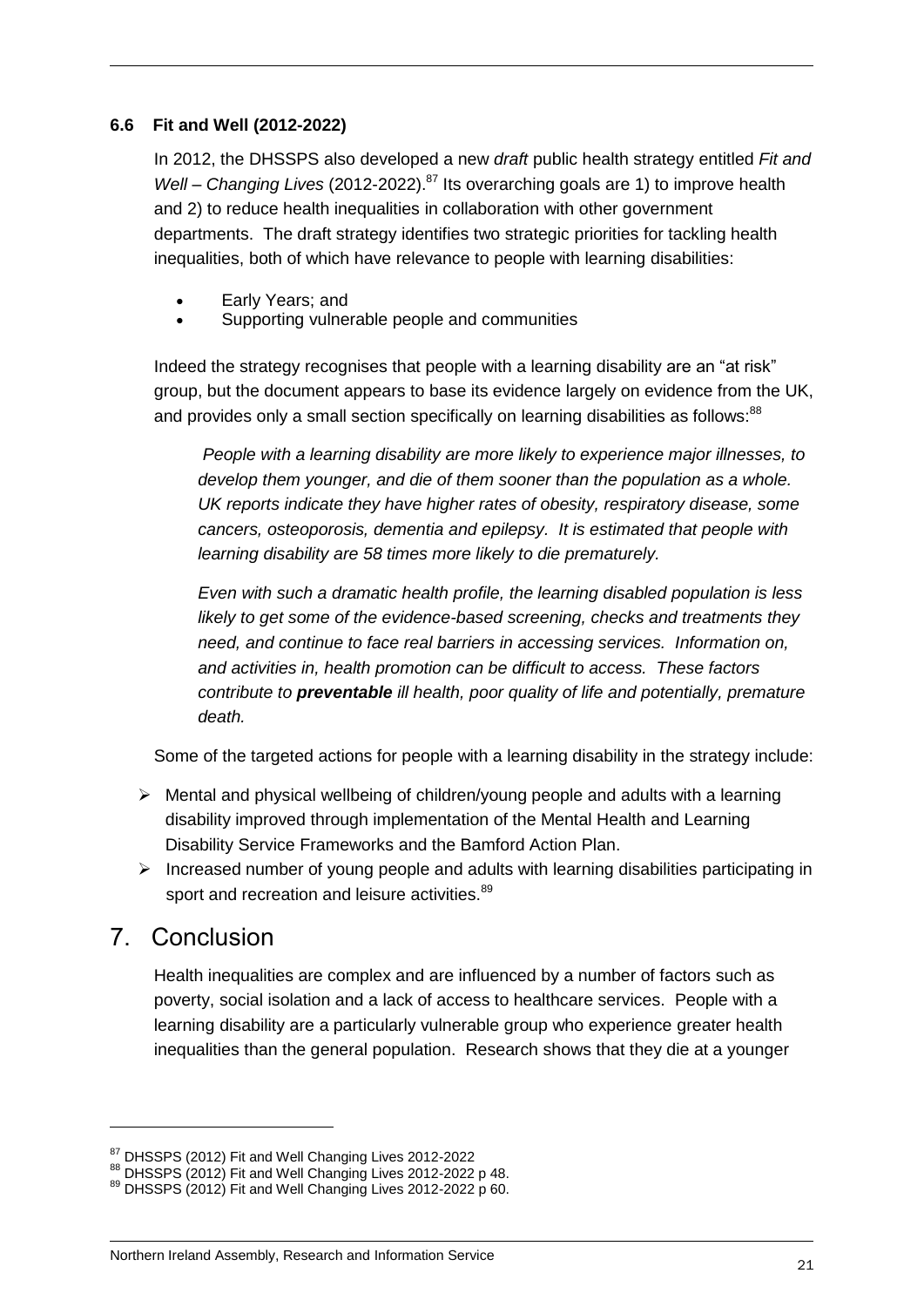### 6.6 Fit and Well (2012-2022)

In 2012, the DHSSPS also developed a new *draft* public health strategy entitled *Fit and Well – Changing Lives* (2012-2022).[87] Its overarching goals are 1) to improve health and 2) to reduce health inequalities in collaboration with other government departments. The draft strategy identifies two strategic priorities for tackling health inequalities, both of which have relevance to people with learning disabilities:

- Early Years; and
- Supporting vulnerable people and communities

Indeed the strategy recognises that people with a learning disability are an "at risk" group, but the document appears to base its evidence largely on evidence from the UK, and provides only a small section specifically on learning disabilities as follows:[88]

> *People with a learning disability are more likely to experience major illnesses, to develop them younger, and die of them sooner than the population as a whole. UK reports indicate they have higher rates of obesity, respiratory disease, some cancers, osteoporosis, dementia and epilepsy. It is estimated that people with learning disability are 58 times more likely to die prematurely.*
>
> *Even with such a dramatic health profile, the learning disabled population is less likely to get some of the evidence-based screening, checks and treatments they need, and continue to face real barriers in accessing services. Information on, and activities in, health promotion can be difficult to access. These factors contribute to **preventable** ill health, poor quality of life and potentially, premature death.*

Some of the targeted actions for people with a learning disability in the strategy include:

- Mental and physical wellbeing of children/young people and adults with a learning disability improved through implementation of the Mental Health and Learning Disability Service Frameworks and the Bamford Action Plan.
- Increased number of young people and adults with learning disabilities participating in sport and recreation and leisure activities.[89]

# 7. Conclusion

Health inequalities are complex and are influenced by a number of factors such as poverty, social isolation and a lack of access to healthcare services. People with a learning disability are a particularly vulnerable group who experience greater health inequalities than the general population. Research shows that they die at a younger

---

[87] DHSSPS (2012) Fit and Well Changing Lives 2012-2022

[88] DHSSPS (2012) Fit and Well Changing Lives 2012-2022 p 48.

[89] DHSSPS (2012) Fit and Well Changing Lives 2012-2022 p 60.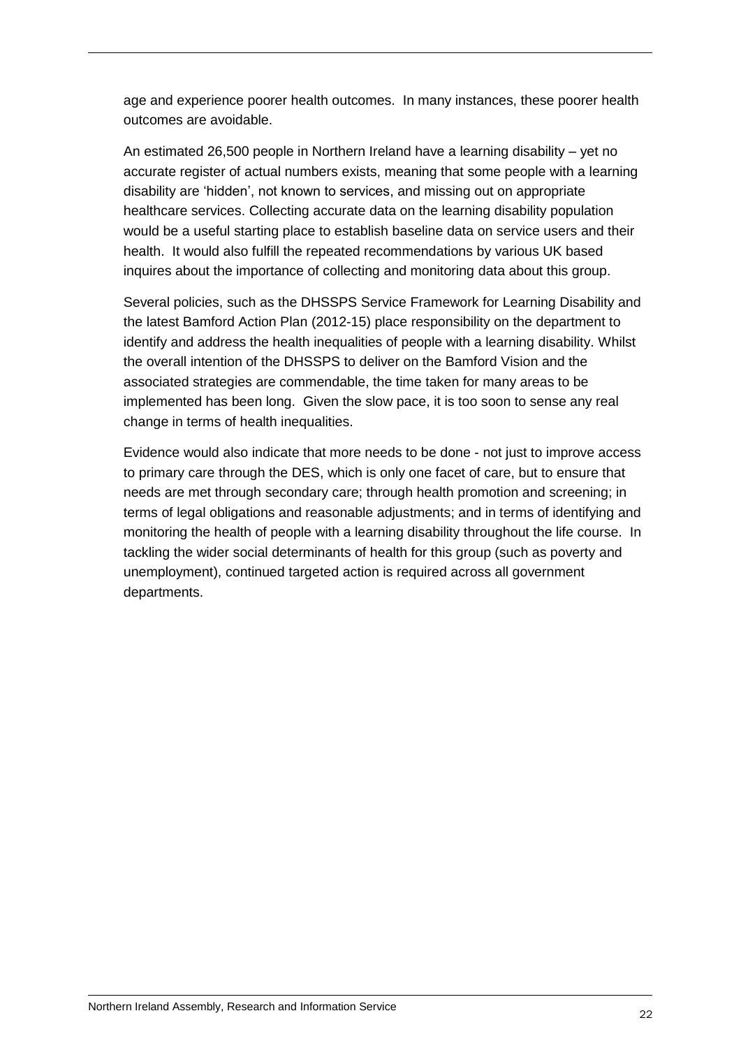age and experience poorer health outcomes. In many instances, these poorer health outcomes are avoidable.

An estimated 26,500 people in Northern Ireland have a learning disability – yet no accurate register of actual numbers exists, meaning that some people with a learning disability are 'hidden', not known to services, and missing out on appropriate healthcare services. Collecting accurate data on the learning disability population would be a useful starting place to establish baseline data on service users and their health. It would also fulfill the repeated recommendations by various UK based inquires about the importance of collecting and monitoring data about this group.

Several policies, such as the DHSSPS Service Framework for Learning Disability and the latest Bamford Action Plan (2012-15) place responsibility on the department to identify and address the health inequalities of people with a learning disability. Whilst the overall intention of the DHSSPS to deliver on the Bamford Vision and the associated strategies are commendable, the time taken for many areas to be implemented has been long. Given the slow pace, it is too soon to sense any real change in terms of health inequalities.

Evidence would also indicate that more needs to be done - not just to improve access to primary care through the DES, which is only one facet of care, but to ensure that needs are met through secondary care; through health promotion and screening; in terms of legal obligations and reasonable adjustments; and in terms of identifying and monitoring the health of people with a learning disability throughout the life course. In tackling the wider social determinants of health for this group (such as poverty and unemployment), continued targeted action is required across all government departments.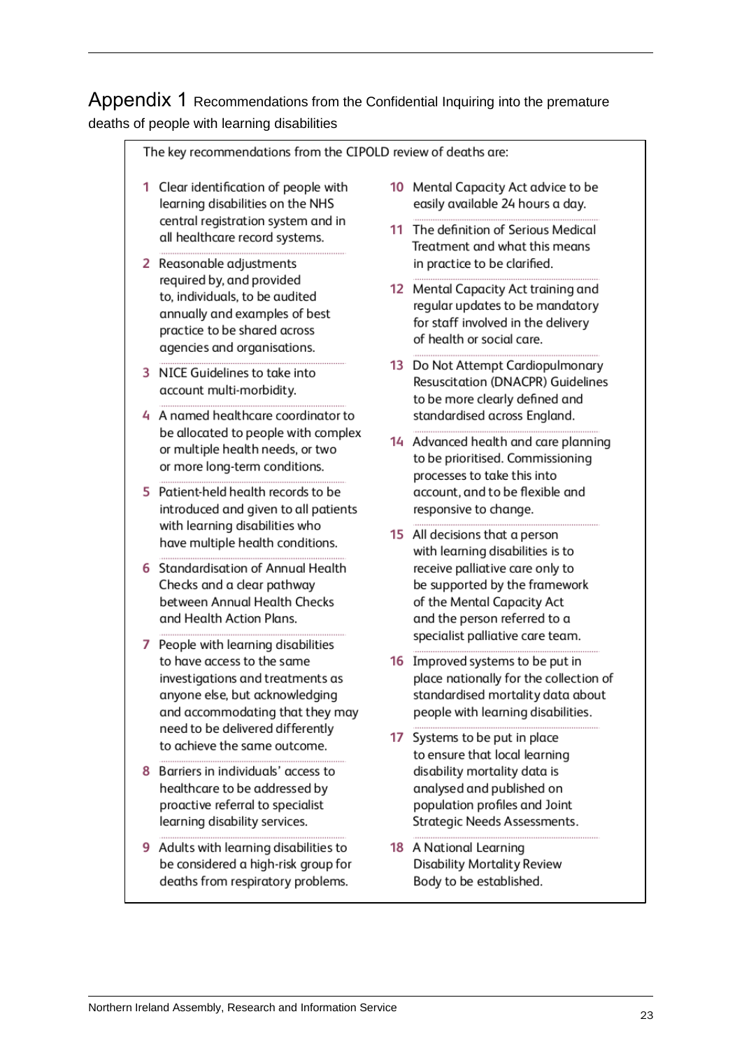# Appendix 1 Recommendations from the Confidential Inquiring into the premature deaths of people with learning disabilities

The key recommendations from the CIPOLD review of deaths are:

1. Clear identification of people with learning disabilities on the NHS central registration system and in all healthcare record systems.
2. Reasonable adjustments required by, and provided to, individuals, to be audited annually and examples of best practice to be shared across agencies and organisations.
3. NICE Guidelines to take into account multi-morbidity.
4. A named healthcare coordinator to be allocated to people with complex or multiple health needs, or two or more long-term conditions.
5. Patient-held health records to be introduced and given to all patients with learning disabilities who have multiple health conditions.
6. Standardisation of Annual Health Checks and a clear pathway between Annual Health Checks and Health Action Plans.
7. People with learning disabilities to have access to the same investigations and treatments as anyone else, but acknowledging and accommodating that they may need to be delivered differently to achieve the same outcome.
8. Barriers in individuals' access to healthcare to be addressed by proactive referral to specialist learning disability services.
9. Adults with learning disabilities to be considered a high-risk group for deaths from respiratory problems.
10. Mental Capacity Act advice to be easily available 24 hours a day.
11. The definition of Serious Medical Treatment and what this means in practice to be clarified.
12. Mental Capacity Act training and regular updates to be mandatory for staff involved in the delivery of health or social care.
13. Do Not Attempt Cardiopulmonary Resuscitation (DNACPR) Guidelines to be more clearly defined and standardised across England.
14. Advanced health and care planning to be prioritised. Commissioning processes to take this into account, and to be flexible and responsive to change.
15. All decisions that a person with learning disabilities is to receive palliative care only to be supported by the framework of the Mental Capacity Act and the person referred to a specialist palliative care team.
16. Improved systems to be put in place nationally for the collection of standardised mortality data about people with learning disabilities.
17. Systems to be put in place to ensure that local learning disability mortality data is analysed and published on population profiles and Joint Strategic Needs Assessments.
18. A National Learning Disability Mortality Review Body to be established.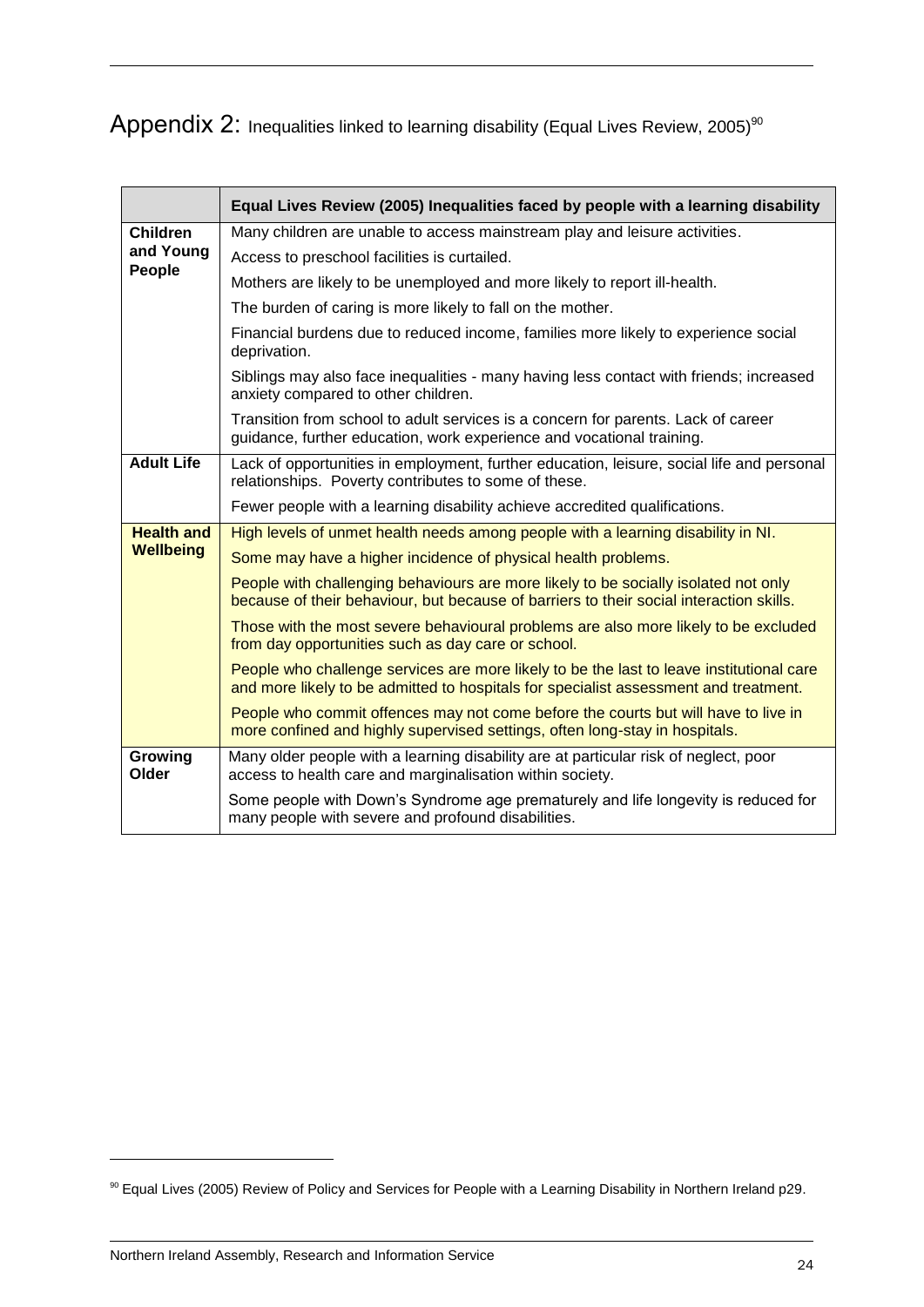# Appendix 2: Inequalities linked to learning disability (Equal Lives Review, 2005)[90]

| | Equal Lives Review (2005) Inequalities faced by people with a learning disability |
|---|---|
| **Children and Young People** | Many children are unable to access mainstream play and leisure activities. |
| | Access to preschool facilities is curtailed. |
| | Mothers are likely to be unemployed and more likely to report ill-health. |
| | The burden of caring is more likely to fall on the mother. |
| | Financial burdens due to reduced income, families more likely to experience social deprivation. |
| | Siblings may also face inequalities - many having less contact with friends; increased anxiety compared to other children. |
| | Transition from school to adult services is a concern for parents. Lack of career guidance, further education, work experience and vocational training. |
| **Adult Life** | Lack of opportunities in employment, further education, leisure, social life and personal relationships. Poverty contributes to some of these. |
| | Fewer people with a learning disability achieve accredited qualifications. |
| **Health and Wellbeing** | High levels of unmet health needs among people with a learning disability in NI. |
| | Some may have a higher incidence of physical health problems. |
| | People with challenging behaviours are more likely to be socially isolated not only because of their behaviour, but because of barriers to their social interaction skills. |
| | Those with the most severe behavioural problems are also more likely to be excluded from day opportunities such as day care or school. |
| | People who challenge services are more likely to be the last to leave institutional care and more likely to be admitted to hospitals for specialist assessment and treatment. |
| | People who commit offences may not come before the courts but will have to live in more confined and highly supervised settings, often long-stay in hospitals. |
| **Growing Older** | Many older people with a learning disability are at particular risk of neglect, poor access to health care and marginalisation within society. |
| | Some people with Down's Syndrome age prematurely and life longevity is reduced for many people with severe and profound disabilities. |

[90] Equal Lives (2005) Review of Policy and Services for People with a Learning Disability in Northern Ireland p29.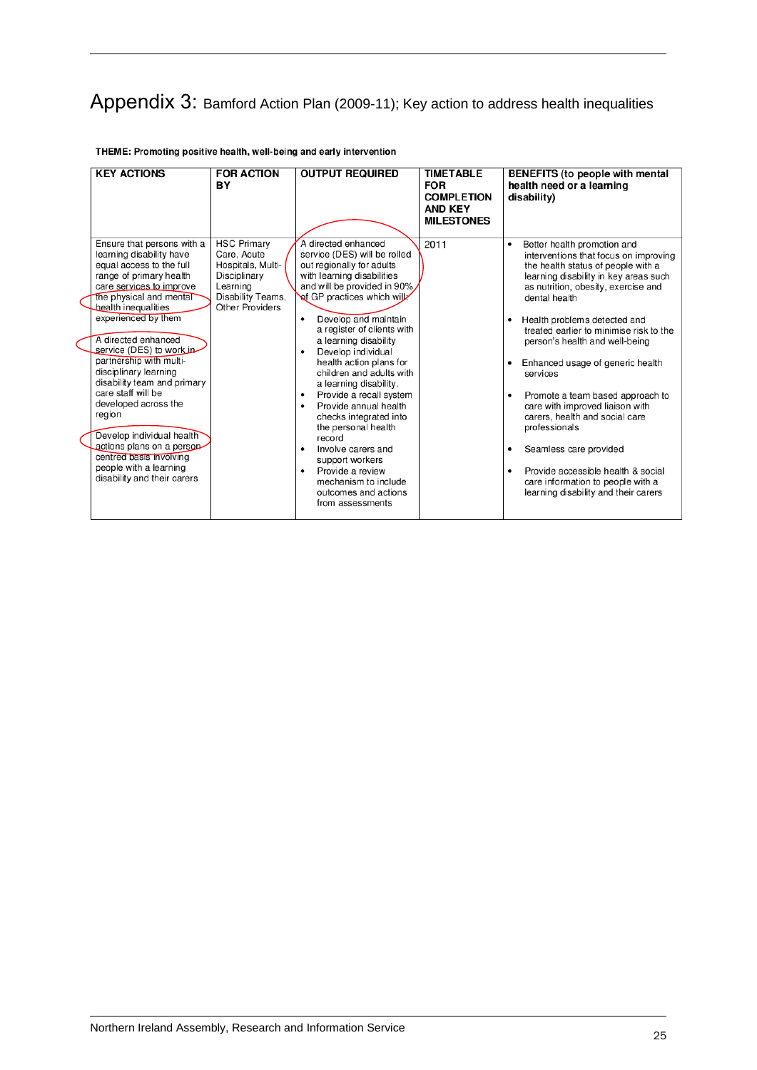# Appendix 3: Bamford Action Plan (2009-11); Key action to address health inequalities

**THEME: Promoting positive health, well-being and early intervention**

| KEY ACTIONS | FOR ACTION BY | OUTPUT REQUIRED | TIMETABLE FOR COMPLETION AND KEY MILESTONES | BENEFITS (to people with mental health need or a learning disability) |
|---|---|---|---|---|
| Ensure that persons with a learning disability have equal access to the full range of primary health care services to improve the physical and mental health inequalities experienced by them<br><br>A directed enhanced service (DES) to work in partnership with multi-disciplinary learning disability team and primary care staff will be developed across the region<br><br>Develop individual health actions plans on a person centred basis involving people with a learning disability and their carers | HSC Primary Care, Acute Hospitals, Multi-Disciplinary Learning Disability Teams, Other Providers | A directed enhanced service (DES) will be rolled out regionally for adults with learning disabilities and will be provided in 90% of GP practices which will:<br><br>• Develop and maintain a register of clients with a learning disability<br>• Develop individual health action plans for children and adults with a learning disability.<br>• Provide a recall system<br>• Provide annual health checks integrated into the personal health record<br>• Involve carers and support workers<br>• Provide a review mechanism to include outcomes and actions from assessments | 2011 | • Better health promotion and interventions that focus on improving the health status of people with a learning disability in key areas such as nutrition, obesity, exercise and dental health<br><br>• Health problems detected and treated earlier to minimise risk to the person's health and well-being<br><br>• Enhanced usage of generic health services<br><br>• Promote a team based approach to care with improved liaison with carers, health and social care professionals<br><br>• Seamless care provided<br><br>• Provide accessible health & social care information to people with a learning disability and their carers |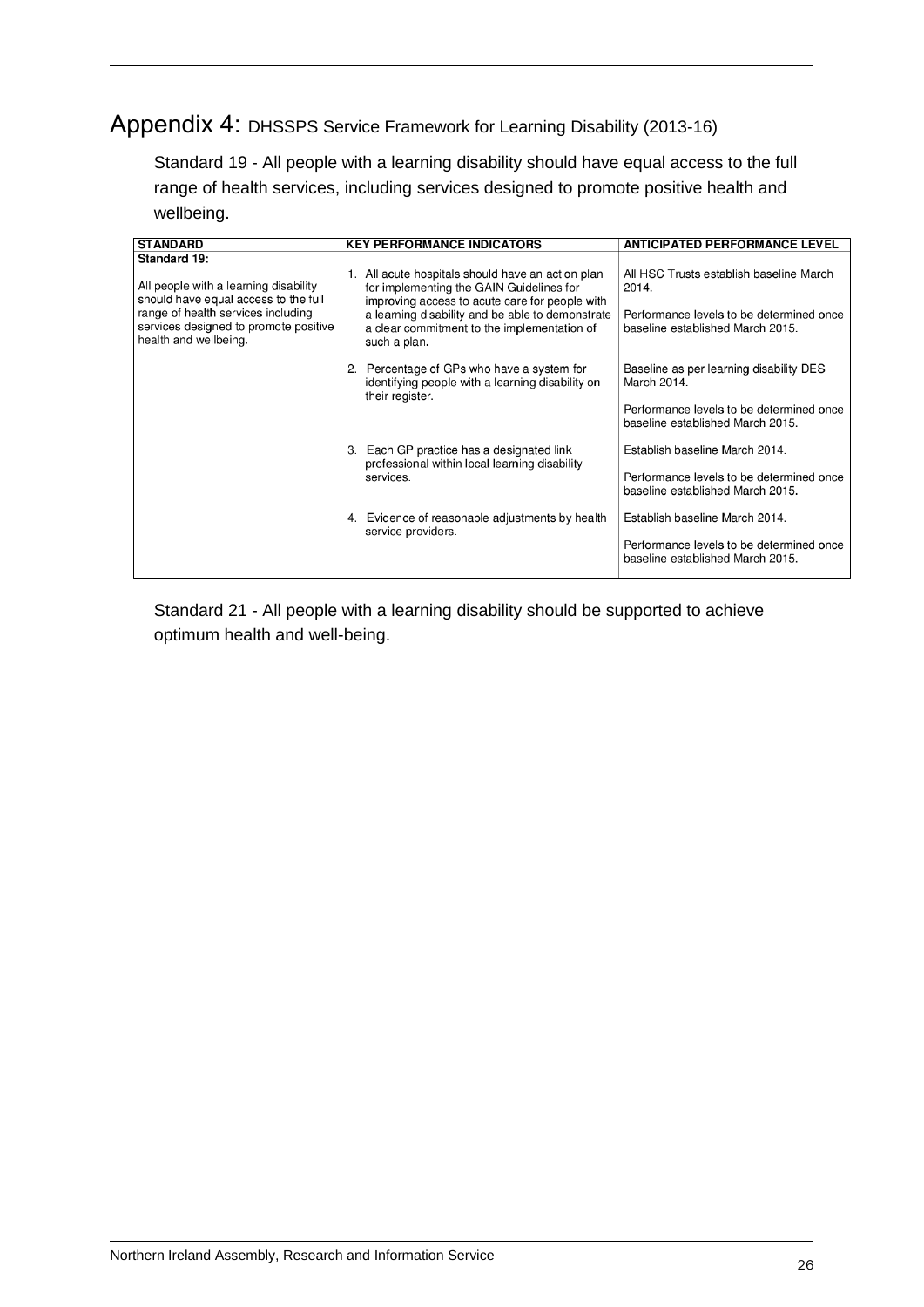# Appendix 4: DHSSPS Service Framework for Learning Disability (2013-16)

Standard 19 - All people with a learning disability should have equal access to the full range of health services, including services designed to promote positive health and wellbeing.

| STANDARD | KEY PERFORMANCE INDICATORS | ANTICIPATED PERFORMANCE LEVEL |
|---|---|---|
| **Standard 19:** All people with a learning disability should have equal access to the full range of health services including services designed to promote positive health and wellbeing. | 1. All acute hospitals should have an action plan for implementing the GAIN Guidelines for improving access to acute care for people with a learning disability and be able to demonstrate a clear commitment to the implementation of such a plan. | All HSC Trusts establish baseline March 2014. Performance levels to be determined once baseline established March 2015. |
| | 2. Percentage of GPs who have a system for identifying people with a learning disability on their register. | Baseline as per learning disability DES March 2014. Performance levels to be determined once baseline established March 2015. |
| | 3. Each GP practice has a designated link professional within local learning disability services. | Establish baseline March 2014. Performance levels to be determined once baseline established March 2015. |
| | 4. Evidence of reasonable adjustments by health service providers. | Establish baseline March 2014. Performance levels to be determined once baseline established March 2015. |

Standard 21 - All people with a learning disability should be supported to achieve optimum health and well-being.